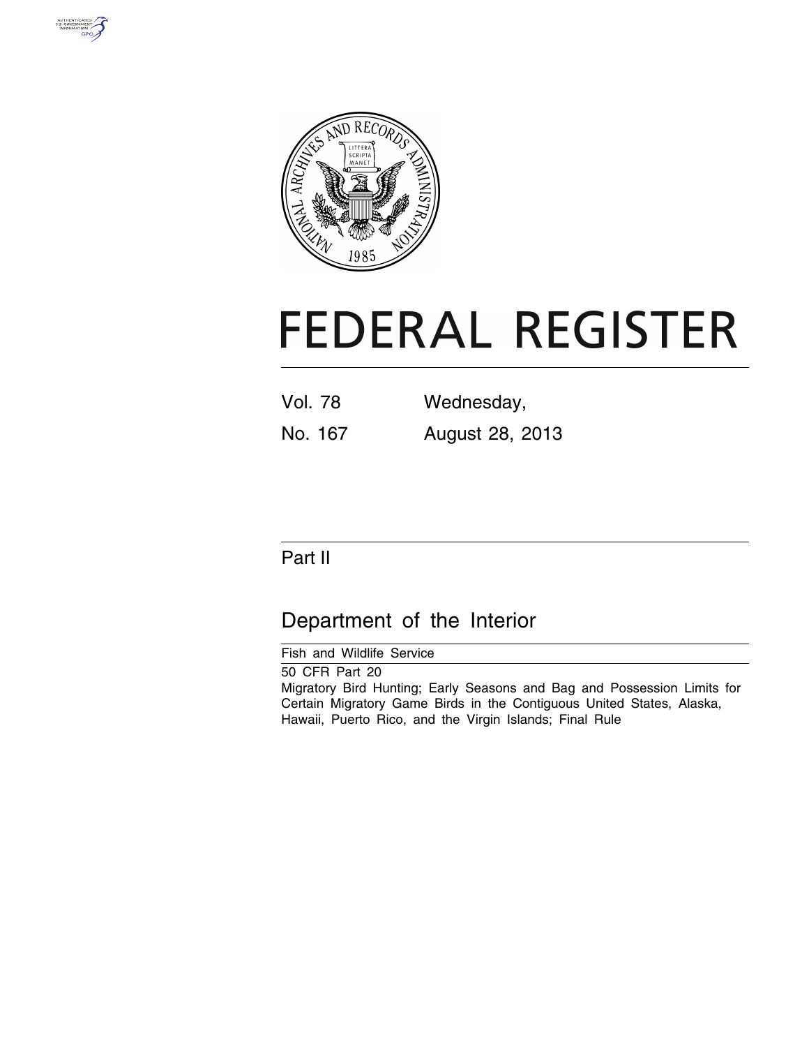# FEDERAL REGISTER

| Vol. 78 | Wednesday, |
|---|---|
| No. 167 | August 28, 2013 |

## Part II

## Department of the Interior

Fish and Wildlife Service

50 CFR Part 20

Migratory Bird Hunting; Early Seasons and Bag and Possession Limits for Certain Migratory Game Birds in the Contiguous United States, Alaska, Hawaii, Puerto Rico, and the Virgin Islands; Final Rule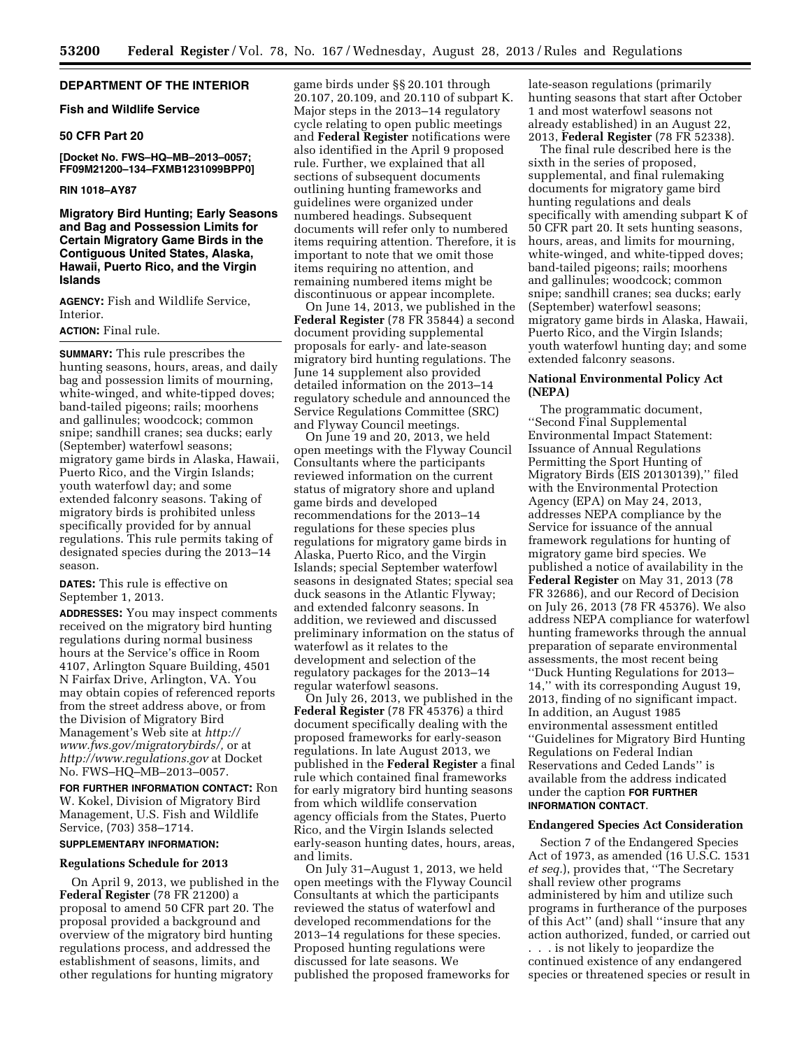## DEPARTMENT OF THE INTERIOR

### Fish and Wildlife Service

### 50 CFR Part 20

**[Docket No. FWS–HQ–MB–2013–0057; FF09M21200–134–FXMB1231099BPP0]**

**RIN 1018–AY87**

## Migratory Bird Hunting; Early Seasons and Bag and Possession Limits for Certain Migratory Game Birds in the Contiguous United States, Alaska, Hawaii, Puerto Rico, and the Virgin Islands

**AGENCY:** Fish and Wildlife Service, Interior.

**ACTION:** Final rule.

**SUMMARY:** This rule prescribes the hunting seasons, hours, areas, and daily bag and possession limits of mourning, white-winged, and white-tipped doves; band-tailed pigeons; rails; moorhens and gallinules; woodcock; common snipe; sandhill cranes; sea ducks; early (September) waterfowl seasons; migratory game birds in Alaska, Hawaii, Puerto Rico, and the Virgin Islands; youth waterfowl day; and some extended falconry seasons. Taking of migratory birds is prohibited unless specifically provided for by annual regulations. This rule permits taking of designated species during the 2013–14 season.

**DATES:** This rule is effective on September 1, 2013.

**ADDRESSES:** You may inspect comments received on the migratory bird hunting regulations during normal business hours at the Service's office in Room 4107, Arlington Square Building, 4501 N Fairfax Drive, Arlington, VA. You may obtain copies of referenced reports from the street address above, or from the Division of Migratory Bird Management's Web site at *http://www.fws.gov/migratorybirds/*, or at *http://www.regulations.gov* at Docket No. FWS–HQ–MB–2013–0057.

**FOR FURTHER INFORMATION CONTACT:** Ron W. Kokel, Division of Migratory Bird Management, U.S. Fish and Wildlife Service, (703) 358–1714.

**SUPPLEMENTARY INFORMATION:**

### Regulations Schedule for 2013

On April 9, 2013, we published in the **Federal Register** (78 FR 21200) a proposal to amend 50 CFR part 20. The proposal provided a background and overview of the migratory bird hunting regulations process, and addressed the establishment of seasons, limits, and other regulations for hunting migratory game birds under §§ 20.101 through 20.107, 20.109, and 20.110 of subpart K. Major steps in the 2013–14 regulatory cycle relating to open public meetings and **Federal Register** notifications were also identified in the April 9 proposed rule. Further, we explained that all sections of subsequent documents outlining hunting frameworks and guidelines were organized under numbered headings. Subsequent documents will refer only to numbered items requiring attention. Therefore, it is important to note that we omit those items requiring no attention, and remaining numbered items might be discontinuous or appear incomplete.

On June 14, 2013, we published in the **Federal Register** (78 FR 35844) a second document providing supplemental proposals for early- and late-season migratory bird hunting regulations. The June 14 supplement also provided detailed information on the 2013–14 regulatory schedule and announced the Service Regulations Committee (SRC) and Flyway Council meetings.

On June 19 and 20, 2013, we held open meetings with the Flyway Council Consultants where the participants reviewed information on the current status of migratory shore and upland game birds and developed recommendations for the 2013–14 regulations for these species plus regulations for migratory game birds in Alaska, Puerto Rico, and the Virgin Islands; special September waterfowl seasons in designated States; special sea duck seasons in the Atlantic Flyway; and extended falconry seasons. In addition, we reviewed and discussed preliminary information on the status of waterfowl as it relates to the development and selection of the regulatory packages for the 2013–14 regular waterfowl seasons.

On July 26, 2013, we published in the **Federal Register** (78 FR 45376) a third document specifically dealing with the proposed frameworks for early-season regulations. In late August 2013, we published in the **Federal Register** a final rule which contained final frameworks for early migratory bird hunting seasons from which wildlife conservation agency officials from the States, Puerto Rico, and the Virgin Islands selected early-season hunting dates, hours, areas, and limits.

On July 31–August 1, 2013, we held open meetings with the Flyway Council Consultants at which the participants reviewed the status of waterfowl and developed recommendations for the 2013–14 regulations for these species. Proposed hunting regulations were discussed for late seasons. We published the proposed frameworks for late-season regulations (primarily hunting seasons that start after October 1 and most waterfowl seasons not already established) in an August 22, 2013, **Federal Register** (78 FR 52338).

The final rule described here is the sixth in the series of proposed, supplemental, and final rulemaking documents for migratory game bird hunting regulations and deals specifically with amending subpart K of 50 CFR part 20. It sets hunting seasons, hours, areas, and limits for mourning, white-winged, and white-tipped doves; band-tailed pigeons; rails; moorhens and gallinules; woodcock; common snipe; sandhill cranes; sea ducks; early (September) waterfowl seasons; migratory game birds in Alaska, Hawaii, Puerto Rico, and the Virgin Islands; youth waterfowl hunting day; and some extended falconry seasons.

### National Environmental Policy Act (NEPA)

The programmatic document, "Second Final Supplemental Environmental Impact Statement: Issuance of Annual Regulations Permitting the Sport Hunting of Migratory Birds (EIS 20130139)," filed with the Environmental Protection Agency (EPA) on May 24, 2013, addresses NEPA compliance by the Service for issuance of the annual framework regulations for hunting of migratory game bird species. We published a notice of availability in the **Federal Register** on May 31, 2013 (78 FR 32686), and our Record of Decision on July 26, 2013 (78 FR 45376). We also address NEPA compliance for waterfowl hunting frameworks through the annual preparation of separate environmental assessments, the most recent being "Duck Hunting Regulations for 2013–14," with its corresponding August 19, 2013, finding of no significant impact. In addition, an August 1985 environmental assessment entitled "Guidelines for Migratory Bird Hunting Regulations on Federal Indian Reservations and Ceded Lands" is available from the address indicated under the caption **FOR FURTHER INFORMATION CONTACT**.

### Endangered Species Act Consideration

Section 7 of the Endangered Species Act of 1973, as amended (16 U.S.C. 1531 *et seq.*), provides that, "The Secretary shall review other programs administered by him and utilize such programs in furtherance of the purposes of this Act" (and) shall "insure that any action authorized, funded, or carried out . . . is not likely to jeopardize the continued existence of any endangered species or threatened species or result in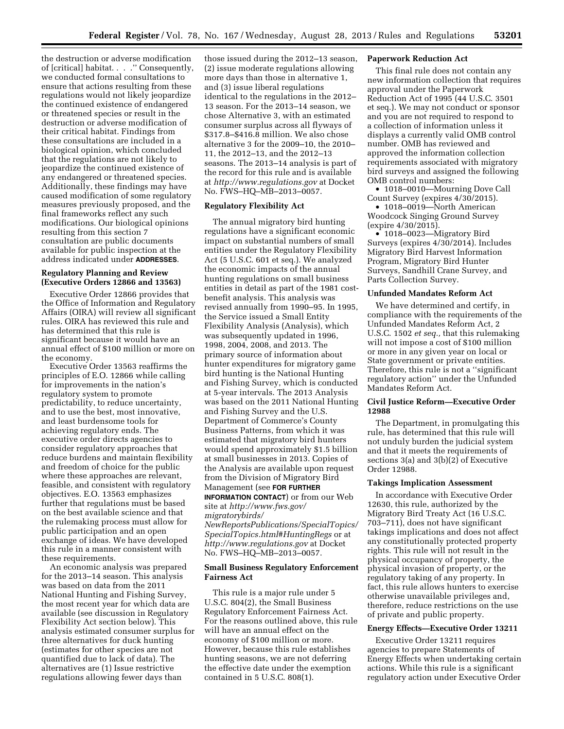the destruction or adverse modification of [critical] habitat. . . .'' Consequently, we conducted formal consultations to ensure that actions resulting from these regulations would not likely jeopardize the continued existence of endangered or threatened species or result in the destruction or adverse modification of their critical habitat. Findings from these consultations are included in a biological opinion, which concluded that the regulations are not likely to jeopardize the continued existence of any endangered or threatened species. Additionally, these findings may have caused modification of some regulatory measures previously proposed, and the final frameworks reflect any such modifications. Our biological opinions resulting from this section 7 consultation are public documents available for public inspection at the address indicated under **ADDRESSES**.

**Regulatory Planning and Review (Executive Orders 12866 and 13563)**

Executive Order 12866 provides that the Office of Information and Regulatory Affairs (OIRA) will review all significant rules. OIRA has reviewed this rule and has determined that this rule is significant because it would have an annual effect of $100 million or more on the economy.

Executive Order 13563 reaffirms the principles of E.O. 12866 while calling for improvements in the nation's regulatory system to promote predictability, to reduce uncertainty, and to use the best, most innovative, and least burdensome tools for achieving regulatory ends. The executive order directs agencies to consider regulatory approaches that reduce burdens and maintain flexibility and freedom of choice for the public where these approaches are relevant, feasible, and consistent with regulatory objectives. E.O. 13563 emphasizes further that regulations must be based on the best available science and that the rulemaking process must allow for public participation and an open exchange of ideas. We have developed this rule in a manner consistent with these requirements.

An economic analysis was prepared for the 2013–14 season. This analysis was based on data from the 2011 National Hunting and Fishing Survey, the most recent year for which data are available (see discussion in Regulatory Flexibility Act section below). This analysis estimated consumer surplus for three alternatives for duck hunting (estimates for other species are not quantified due to lack of data). The alternatives are (1) Issue restrictive regulations allowing fewer days than those issued during the 2012–13 season, (2) issue moderate regulations allowing more days than those in alternative 1, and (3) issue liberal regulations identical to the regulations in the 2012–13 season. For the 2013–14 season, we chose Alternative 3, with an estimated consumer surplus across all flyways of $317.8–$416.8 million. We also chose alternative 3 for the 2009–10, the 2010–11, the 2012–13, and the 2012–13 seasons. The 2013–14 analysis is part of the record for this rule and is available at *http://www.regulations.gov* at Docket No. FWS–HQ–MB–2013–0057.

**Regulatory Flexibility Act**

The annual migratory bird hunting regulations have a significant economic impact on substantial numbers of small entities under the Regulatory Flexibility Act (5 U.S.C. 601 et seq.). We analyzed the economic impacts of the annual hunting regulations on small business entities in detail as part of the 1981 cost-benefit analysis. This analysis was revised annually from 1990–95. In 1995, the Service issued a Small Entity Flexibility Analysis (Analysis), which was subsequently updated in 1996, 1998, 2004, 2008, and 2013. The primary source of information about hunter expenditures for migratory game bird hunting is the National Hunting and Fishing Survey, which is conducted at 5-year intervals. The 2013 Analysis was based on the 2011 National Hunting and Fishing Survey and the U.S. Department of Commerce's County Business Patterns, from which it was estimated that migratory bird hunters would spend approximately $1.5 billion at small businesses in 2013. Copies of the Analysis are available upon request from the Division of Migratory Bird Management (see **FOR FURTHER INFORMATION CONTACT**) or from our Web site at *http://www.fws.gov/migratorybirds/NewReportsPublications/SpecialTopics/SpecialTopics.html#HuntingRegs* or at *http://www.regulations.gov* at Docket No. FWS–HQ–MB–2013–0057.

**Small Business Regulatory Enforcement Fairness Act**

This rule is a major rule under 5 U.S.C. 804(2), the Small Business Regulatory Enforcement Fairness Act. For the reasons outlined above, this rule will have an annual effect on the economy of $100 million or more. However, because this rule establishes hunting seasons, we are not deferring the effective date under the exemption contained in 5 U.S.C. 808(1).

**Paperwork Reduction Act**

This final rule does not contain any new information collection that requires approval under the Paperwork Reduction Act of 1995 (44 U.S.C. 3501 et seq.). We may not conduct or sponsor and you are not required to respond to a collection of information unless it displays a currently valid OMB control number. OMB has reviewed and approved the information collection requirements associated with migratory bird surveys and assigned the following OMB control numbers:

- 1018–0010—Mourning Dove Call Count Survey (expires 4/30/2015).
- 1018–0019—North American Woodcock Singing Ground Survey (expire 4/30/2015).
- 1018–0023—Migratory Bird Surveys (expires 4/30/2014). Includes Migratory Bird Harvest Information Program, Migratory Bird Hunter Surveys, Sandhill Crane Survey, and Parts Collection Survey.

**Unfunded Mandates Reform Act**

We have determined and certify, in compliance with the requirements of the Unfunded Mandates Reform Act, 2 U.S.C. 1502 *et seq.,* that this rulemaking will not impose a cost of $100 million or more in any given year on local or State government or private entities. Therefore, this rule is not a ''significant regulatory action'' under the Unfunded Mandates Reform Act.

**Civil Justice Reform—Executive Order 12988**

The Department, in promulgating this rule, has determined that this rule will not unduly burden the judicial system and that it meets the requirements of sections 3(a) and 3(b)(2) of Executive Order 12988.

**Takings Implication Assessment**

In accordance with Executive Order 12630, this rule, authorized by the Migratory Bird Treaty Act (16 U.S.C. 703–711), does not have significant takings implications and does not affect any constitutionally protected property rights. This rule will not result in the physical occupancy of property, the physical invasion of property, or the regulatory taking of any property. In fact, this rule allows hunters to exercise otherwise unavailable privileges and, therefore, reduce restrictions on the use of private and public property.

**Energy Effects—Executive Order 13211**

Executive Order 13211 requires agencies to prepare Statements of Energy Effects when undertaking certain actions. While this rule is a significant regulatory action under Executive Order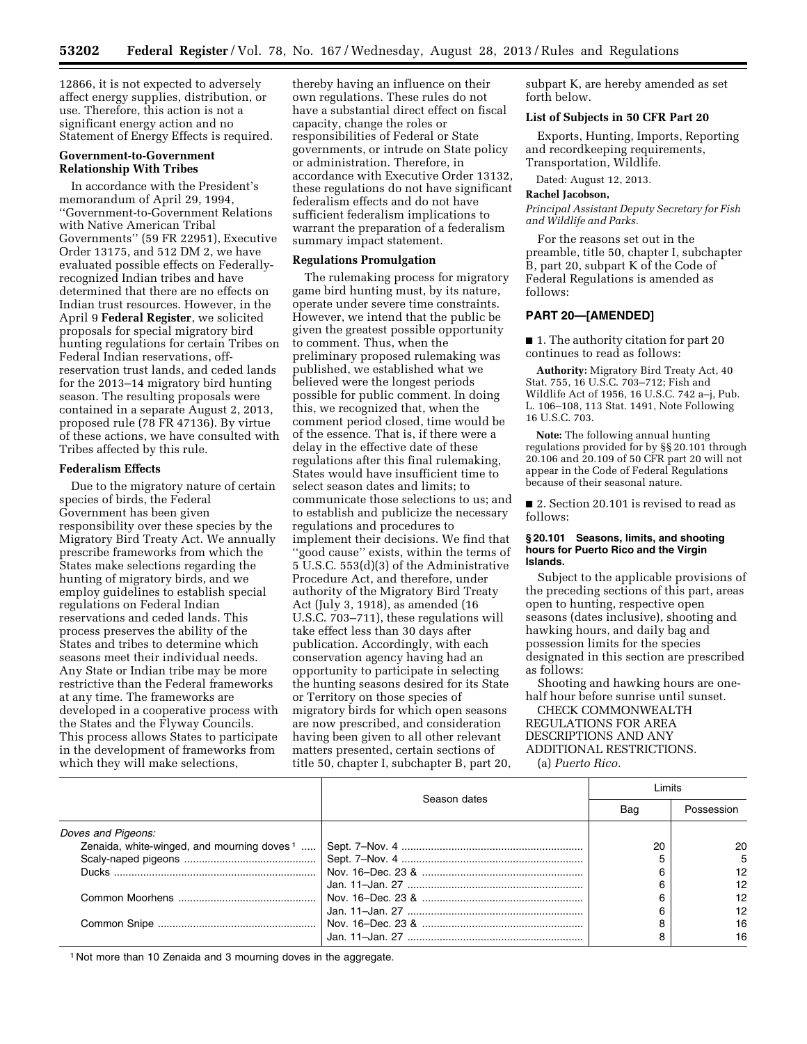12866, it is not expected to adversely affect energy supplies, distribution, or use. Therefore, this action is not a significant energy action and no Statement of Energy Effects is required.

**Government-to-Government Relationship With Tribes**

In accordance with the President's memorandum of April 29, 1994, ''Government-to-Government Relations with Native American Tribal Governments'' (59 FR 22951), Executive Order 13175, and 512 DM 2, we have evaluated possible effects on Federally-recognized Indian tribes and have determined that there are no effects on Indian trust resources. However, in the April 9 **Federal Register**, we solicited proposals for special migratory bird hunting regulations for certain Tribes on Federal Indian reservations, off-reservation trust lands, and ceded lands for the 2013–14 migratory bird hunting season. The resulting proposals were contained in a separate August 2, 2013, proposed rule (78 FR 47136). By virtue of these actions, we have consulted with Tribes affected by this rule.

**Federalism Effects**

Due to the migratory nature of certain species of birds, the Federal Government has been given responsibility over these species by the Migratory Bird Treaty Act. We annually prescribe frameworks from which the States make selections regarding the hunting of migratory birds, and we employ guidelines to establish special regulations on Federal Indian reservations and ceded lands. This process preserves the ability of the States and tribes to determine which seasons meet their individual needs. Any State or Indian tribe may be more restrictive than the Federal frameworks at any time. The frameworks are developed in a cooperative process with the States and the Flyway Councils. This process allows States to participate in the development of frameworks from which they will make selections, thereby having an influence on their own regulations. These rules do not have a substantial direct effect on fiscal capacity, change the roles or responsibilities of Federal or State governments, or intrude on State policy or administration. Therefore, in accordance with Executive Order 13132, these regulations do not have significant federalism effects and do not have sufficient federalism implications to warrant the preparation of a federalism summary impact statement.

**Regulations Promulgation**

The rulemaking process for migratory game bird hunting must, by its nature, operate under severe time constraints. However, we intend that the public be given the greatest possible opportunity to comment. Thus, when the preliminary proposed rulemaking was published, we established what we believed were the longest periods possible for public comment. In doing this, we recognized that, when the comment period closed, time would be of the essence. That is, if there were a delay in the effective date of these regulations after this final rulemaking, States would have insufficient time to select season dates and limits; to communicate those selections to us; and to establish and publicize the necessary regulations and procedures to implement their decisions. We find that ''good cause'' exists, within the terms of 5 U.S.C. 553(d)(3) of the Administrative Procedure Act, and therefore, under authority of the Migratory Bird Treaty Act (July 3, 1918), as amended (16 U.S.C. 703–711), these regulations will take effect less than 30 days after publication. Accordingly, with each conservation agency having had an opportunity to participate in selecting the hunting seasons desired for its State or Territory on those species of migratory birds for which open seasons are now prescribed, and consideration having been given to all other relevant matters presented, certain sections of title 50, chapter I, subchapter B, part 20, subpart K, are hereby amended as set forth below.

**List of Subjects in 50 CFR Part 20**

Exports, Hunting, Imports, Reporting and recordkeeping requirements, Transportation, Wildlife.

Dated: August 12, 2013.

**Rachel Jacobson,**

*Principal Assistant Deputy Secretary for Fish and Wildlife and Parks.*

For the reasons set out in the preamble, title 50, chapter I, subchapter B, part 20, subpart K of the Code of Federal Regulations is amended as follows:

## PART 20—[AMENDED]

■ 1. The authority citation for part 20 continues to read as follows:

**Authority:** Migratory Bird Treaty Act, 40 Stat. 755, 16 U.S.C. 703–712; Fish and Wildlife Act of 1956, 16 U.S.C. 742 a–j, Pub. L. 106–108, 113 Stat. 1491, Note Following 16 U.S.C. 703.

**Note:** The following annual hunting regulations provided for by §§ 20.101 through 20.106 and 20.109 of 50 CFR part 20 will not appear in the Code of Federal Regulations because of their seasonal nature.

■ 2. Section 20.101 is revised to read as follows:

### § 20.101 Seasons, limits, and shooting hours for Puerto Rico and the Virgin Islands.

Subject to the applicable provisions of the preceding sections of this part, areas open to hunting, respective open seasons (dates inclusive), shooting and hawking hours, and daily bag and possession limits for the species designated in this section are prescribed as follows:

Shooting and hawking hours are one-half hour before sunrise until sunset.

CHECK COMMONWEALTH REGULATIONS FOR AREA DESCRIPTIONS AND ANY ADDITIONAL RESTRICTIONS.

(a) *Puerto Rico.*

| | Season dates | Limits | |
|---|---|---|---|
| | | Bag | Possession |
| *Doves and Pigeons:* | | | |
| Zenaida, white-winged, and mourning doves [1] | Sept. 7–Nov. 4 | 20 | 20 |
| Scaly-naped pigeons | Sept. 7–Nov. 4 | 5 | 5 |
| Ducks | Nov. 16–Dec. 23 & | 6 | 12 |
| | Jan. 11–Jan. 27 | 6 | 12 |
| Common Moorhens | Nov. 16–Dec. 23 & | 6 | 12 |
| | Jan. 11–Jan. 27 | 6 | 12 |
| Common Snipe | Nov. 16–Dec. 23 & | 8 | 16 |
| | Jan. 11–Jan. 27 | 8 | 16 |

[1] Not more than 10 Zenaida and 3 mourning doves in the aggregate.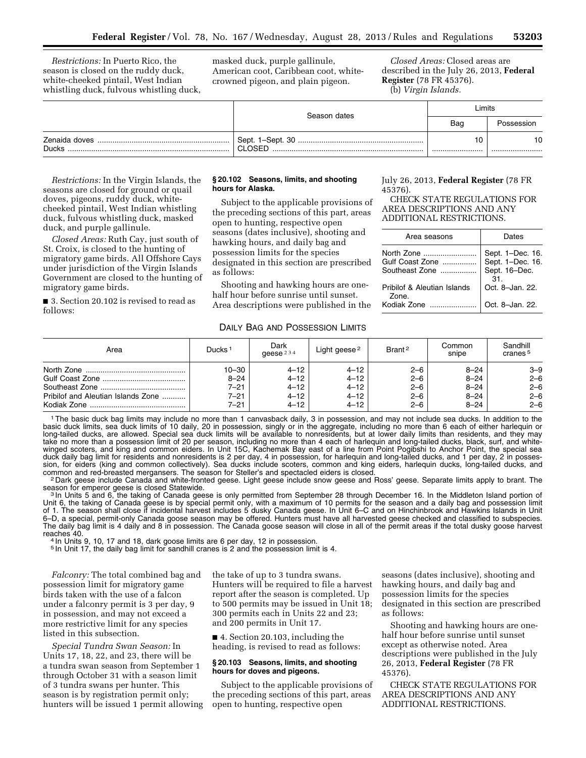*Restrictions:* In Puerto Rico, the season is closed on the ruddy duck, white-cheeked pintail, West Indian whistling duck, fulvous whistling duck, masked duck, purple gallinule, American coot, Caribbean coot, white-crowned pigeon, and plain pigeon.

*Closed Areas:* Closed areas are described in the July 26, 2013, **Federal Register** (78 FR 45376).

(b) *Virgin Islands.*

| | Season dates | Limits | |
|---|---|---|---|
| | | Bag | Possession |
| Zenaida doves | Sept. 1–Sept. 30 | 10 | 10 |
| Ducks | CLOSED | | |

*Restrictions:* In the Virgin Islands, the seasons are closed for ground or quail doves, pigeons, ruddy duck, white-cheeked pintail, West Indian whistling duck, fulvous whistling duck, masked duck, and purple gallinule.

*Closed Areas:* Ruth Cay, just south of St. Croix, is closed to the hunting of migratory game birds. All Offshore Cays under jurisdiction of the Virgin Islands Government are closed to the hunting of migratory game birds.

■ 3. Section 20.102 is revised to read as follows:

### § 20.102 Seasons, limits, and shooting hours for Alaska.

Subject to the applicable provisions of the preceding sections of this part, areas open to hunting, respective open seasons (dates inclusive), shooting and hawking hours, and daily bag and possession limits for the species designated in this section are prescribed as follows:

Shooting and hawking hours are one-half hour before sunrise until sunset. Area descriptions were published in the July 26, 2013, **Federal Register** (78 FR 45376).

CHECK STATE REGULATIONS FOR AREA DESCRIPTIONS AND ANY ADDITIONAL RESTRICTIONS.

| Area seasons | Dates |
|---|---|
| North Zone | Sept. 1–Dec. 16. |
| Gulf Coast Zone | Sept. 1–Dec. 16. |
| Southeast Zone | Sept. 16–Dec. 31. |
| Pribilof & Aleutian Islands Zone. | Oct. 8–Jan. 22. |
| Kodiak Zone | Oct. 8–Jan. 22. |

DAILY BAG AND POSSESSION LIMITS

| Area | Ducks [1] | Dark geese [2 3 4] | Light geese [2] | Brant [2] | Common snipe | Sandhill cranes [5] |
|---|---|---|---|---|---|---|
| North Zone | 10–30 | 4–12 | 4–12 | 2–6 | 8–24 | 3–9 |
| Gulf Coast Zone | 8–24 | 4–12 | 4–12 | 2–6 | 8–24 | 2–6 |
| Southeast Zone | 7–21 | 4–12 | 4–12 | 2–6 | 8–24 | 2–6 |
| Pribilof and Aleutian Islands Zone | 7–21 | 4–12 | 4–12 | 2–6 | 8–24 | 2–6 |
| Kodiak Zone | 7–21 | 4–12 | 4–12 | 2–6 | 8–24 | 2–6 |

[1] The basic duck bag limits may include no more than 1 canvasback daily, 3 in possession, and may not include sea ducks. In addition to the basic duck limits, sea duck limits of 10 daily, 20 in possession, singly or in the aggregate, including no more than 6 each of either harlequin or long-tailed ducks, are allowed. Special sea duck limits will be available to nonresidents, but at lower daily limits than residents, and they may take no more than a possession limit of 20 per season, including no more than 4 each of harlequin and long-tailed ducks, black, surf, and white-winged scoters, and king and common eiders. In Unit 15C, Kachemak Bay east of a line from Point Pogibshi to Anchor Point, the special sea duck daily bag limit for residents and nonresidents is 2 per day, 4 in possession, for harlequin and long-tailed ducks, and 1 per day, 2 in possession, for eiders (king and common collectively). Sea ducks include scoters, common and king eiders, harlequin ducks, long-tailed ducks, and common and red-breasted mergansers. The season for Steller's and spectacled eiders is closed.

[2] Dark geese include Canada and white-fronted geese. Light geese include snow geese and Ross' geese. Separate limits apply to brant. The season for emperor geese is closed Statewide.

[3] In Units 5 and 6, the taking of Canada geese is only permitted from September 28 through December 16. In the Middleton Island portion of Unit 6, the taking of Canada geese is by special permit only, with a maximum of 10 permits for the season and a daily bag and possession limit of 1. The season shall close if incidental harvest includes 5 dusky Canada geese. In Unit 6–C and on Hinchinbrook and Hawkins Islands in Unit 6–D, a special, permit-only Canada goose season may be offered. Hunters must have all harvested geese checked and classified to subspecies. The daily bag limit is 4 daily and 8 in possession. The Canada goose season will close in all of the permit areas if the total dusky goose harvest reaches 40.

[4] In Units 9, 10, 17 and 18, dark goose limits are 6 per day, 12 in possession.

[5] In Unit 17, the daily bag limit for sandhill cranes is 2 and the possession limit is 4.

*Falconry:* The total combined bag and possession limit for migratory game birds taken with the use of a falcon under a falconry permit is 3 per day, 9 in possession, and may not exceed a more restrictive limit for any species listed in this subsection.

*Special Tundra Swan Season:* In Units 17, 18, 22, and 23, there will be a tundra swan season from September 1 through October 31 with a season limit of 3 tundra swans per hunter. This season is by registration permit only; hunters will be issued 1 permit allowing the take of up to 3 tundra swans. Hunters will be required to file a harvest report after the season is completed. Up to 500 permits may be issued in Unit 18; 300 permits each in Units 22 and 23; and 200 permits in Unit 17.

■ 4. Section 20.103, including the heading, is revised to read as follows:

### § 20.103 Seasons, limits, and shooting hours for doves and pigeons.

Subject to the applicable provisions of the preceding sections of this part, areas open to hunting, respective open seasons (dates inclusive), shooting and hawking hours, and daily bag and possession limits for the species designated in this section are prescribed as follows:

Shooting and hawking hours are one-half hour before sunrise until sunset except as otherwise noted. Area descriptions were published in the July 26, 2013, **Federal Register** (78 FR 45376).

CHECK STATE REGULATIONS FOR AREA DESCRIPTIONS AND ANY ADDITIONAL RESTRICTIONS.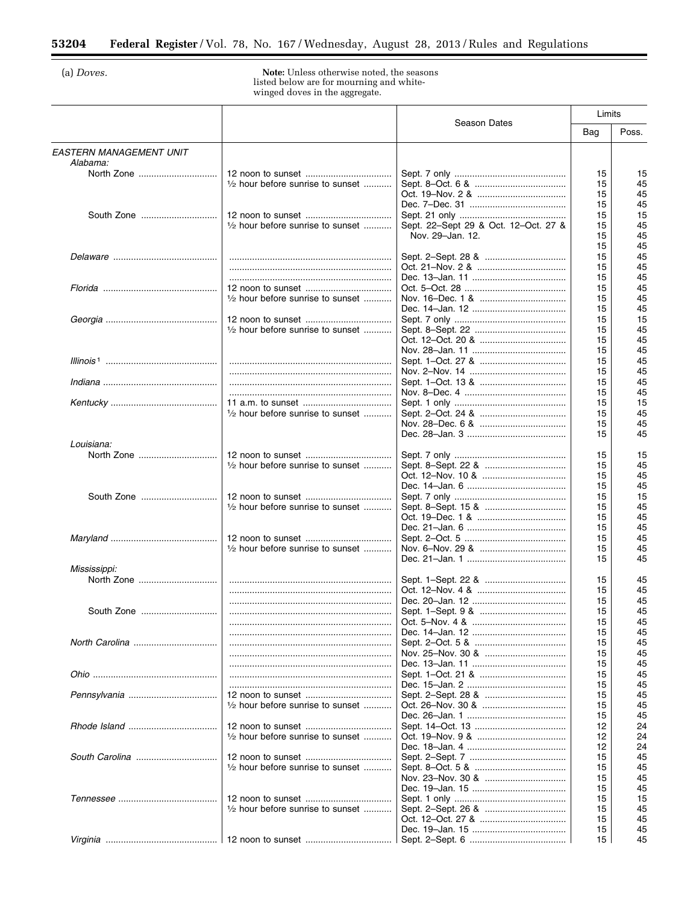(a) *Doves.*

**Note:** Unless otherwise noted, the seasons listed below are for mourning and white-winged doves in the aggregate.

| | | Season Dates | Limits | |
|---|---|---|---|---|
| | | | Bag | Poss. |
| *EASTERN MANAGEMENT UNIT* | | | | |
| *Alabama:* | | | | |
| North Zone | 12 noon to sunset | Sept. 7 only | 15 | 15 |
| | ½ hour before sunrise to sunset | Sept. 8–Oct. 6 & | 15 | 45 |
| | | Oct. 19–Nov. 2 & | 15 | 45 |
| | | Dec. 7–Dec. 31 | 15 | 45 |
| South Zone | 12 noon to sunset | Sept. 21 only | 15 | 15 |
| | ½ hour before sunrise to sunset | Sept. 22–Sept 29 & Oct. 12–Oct. 27 & Nov. 29–Jan. 12. | 15 | 45 |
| | | | 15 | 45 |
| | | | 15 | 45 |
| *Delaware* | | Sept. 2–Sept. 28 & | 15 | 45 |
| | | Oct. 21–Nov. 2 & | 15 | 45 |
| | | Dec. 13–Jan. 11 | 15 | 45 |
| *Florida* | 12 noon to sunset | Oct. 5–Oct. 28 | 15 | 45 |
| | ½ hour before sunrise to sunset | Nov. 16–Dec. 1 & | 15 | 45 |
| | | Dec. 14–Jan. 12 | 15 | 45 |
| *Georgia* | 12 noon to sunset | Sept. 7 only | 15 | 15 |
| | ½ hour before sunrise to sunset | Sept. 8–Sept. 22 | 15 | 45 |
| | | Oct. 12–Oct. 20 & | 15 | 45 |
| | | Nov. 28–Jan. 11 | 15 | 45 |
| *Illinois* [1] | | Sept. 1–Oct. 27 & | 15 | 45 |
| | | Nov. 2–Nov. 14 | 15 | 45 |
| *Indiana* | | Sept. 1–Oct. 13 & | 15 | 45 |
| | | Nov. 8–Dec. 4 | 15 | 45 |
| *Kentucky* | 11 a.m. to sunset | Sept. 1 only | 15 | 15 |
| | ½ hour before sunrise to sunset | Sept. 2–Oct. 24 & | 15 | 45 |
| | | Nov. 28–Dec. 6 & | 15 | 45 |
| | | Dec. 28–Jan. 3 | 15 | 45 |
| *Louisiana:* | | | | |
| North Zone | 12 noon to sunset | Sept. 7 only | 15 | 15 |
| | ½ hour before sunrise to sunset | Sept. 8–Sept. 22 & | 15 | 45 |
| | | Oct. 12–Nov. 10 & | 15 | 45 |
| | | Dec. 14–Jan. 6 | 15 | 45 |
| South Zone | 12 noon to sunset | Sept. 7 only | 15 | 15 |
| | ½ hour before sunrise to sunset | Sept. 8–Sept. 15 & | 15 | 45 |
| | | Oct. 19–Dec. 1 & | 15 | 45 |
| | | Dec. 21–Jan. 6 | 15 | 45 |
| *Maryland* | 12 noon to sunset | Sept. 2–Oct. 5 | 15 | 45 |
| | ½ hour before sunrise to sunset | Nov. 6–Nov. 29 & | 15 | 45 |
| | | Dec. 21–Jan. 1 | 15 | 45 |
| *Mississippi:* | | | | |
| North Zone | | Sept. 1–Sept. 22 & | 15 | 45 |
| | | Oct. 12–Nov. 4 & | 15 | 45 |
| | | Dec. 20–Jan. 12 | 15 | 45 |
| South Zone | | Sept. 1–Sept. 9 & | 15 | 45 |
| | | Oct. 5–Nov. 4 & | 15 | 45 |
| | | Dec. 14–Jan. 12 | 15 | 45 |
| *North Carolina* | | Sept. 2–Oct. 5 & | 15 | 45 |
| | | Nov. 25–Nov. 30 & | 15 | 45 |
| | | Dec. 13–Jan. 11 | 15 | 45 |
| *Ohio* | | Sept. 1–Oct. 21 & | 15 | 45 |
| | | Dec. 15–Jan. 2 | 15 | 45 |
| *Pennsylvania* | 12 noon to sunset | Sept. 2–Sept. 28 & | 15 | 45 |
| | ½ hour before sunrise to sunset | Oct. 26–Nov. 30 & | 15 | 45 |
| | | Dec. 26–Jan. 1 | 15 | 45 |
| *Rhode Island* | 12 noon to sunset | Sept. 14–Oct. 13 | 12 | 24 |
| | ½ hour before sunrise to sunset | Oct. 19–Nov. 9 & | 12 | 24 |
| | | Dec. 18–Jan. 4 | 12 | 24 |
| *South Carolina* | 12 noon to sunset | Sept. 2–Sept. 7 | 15 | 45 |
| | ½ hour before sunrise to sunset | Sept. 8–Oct. 5 & | 15 | 45 |
| | | Nov. 23–Nov. 30 & | 15 | 45 |
| | | Dec. 19–Jan. 15 | 15 | 45 |
| *Tennessee* | 12 noon to sunset | Sept. 1 only | 15 | 15 |
| | ½ hour before sunrise to sunset | Sept. 2–Sept. 26 & | 15 | 45 |
| | | Oct. 12–Oct. 27 & | 15 | 45 |
| | | Dec. 19–Jan. 15 | 15 | 45 |
| *Virginia* | 12 noon to sunset | Sept. 2–Sept. 6 | 15 | 45 |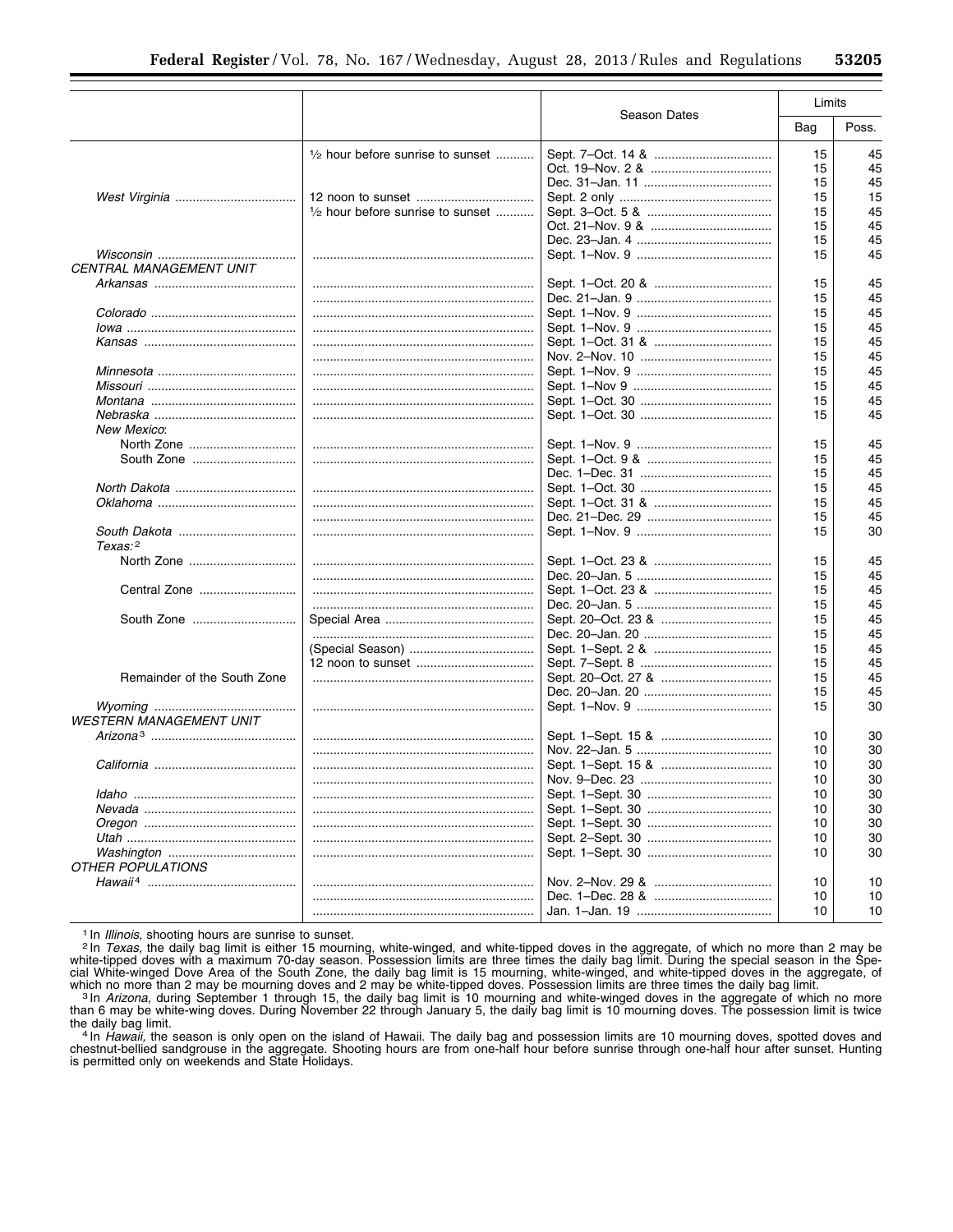| | | Season Dates | Limits | |
|---|---|---|---|---|
| | | | Bag | Poss. |
| | ½ hour before sunrise to sunset | Sept. 7–Oct. 14 & | 15 | 45 |
| | | Oct. 19–Nov. 2 & | 15 | 45 |
| | | Dec. 31–Jan. 11 | 15 | 45 |
| *West Virginia* | 12 noon to sunset | Sept. 2 only | 15 | 15 |
| | ½ hour before sunrise to sunset | Sept. 3–Oct. 5 & | 15 | 45 |
| | | Oct. 21–Nov. 9 & | 15 | 45 |
| | | Dec. 23–Jan. 4 | 15 | 45 |
| *Wisconsin* | | Sept. 1–Nov. 9 | 15 | 45 |
| *CENTRAL MANAGEMENT UNIT* | | | | |
| *Arkansas* | | Sept. 1–Oct. 20 & | 15 | 45 |
| | | Dec. 21–Jan. 9 | 15 | 45 |
| *Colorado* | | Sept. 1–Nov. 9 | 15 | 45 |
| *Iowa* | | Sept. 1–Nov. 9 | 15 | 45 |
| *Kansas* | | Sept. 1–Oct. 31 & | 15 | 45 |
| | | Nov. 2–Nov. 10 | 15 | 45 |
| *Minnesota* | | Sept. 1–Nov. 9 | 15 | 45 |
| *Missouri* | | Sept. 1–Nov 9 | 15 | 45 |
| *Montana* | | Sept. 1–Oct. 30 | 15 | 45 |
| *Nebraska* | | Sept. 1–Oct. 30 | 15 | 45 |
| *New Mexico*: | | | | |
| North Zone | | Sept. 1–Nov. 9 | 15 | 45 |
| South Zone | | Sept. 1–Oct. 9 & | 15 | 45 |
| | | Dec. 1–Dec. 31 | 15 | 45 |
| *North Dakota* | | Sept. 1–Oct. 30 | 15 | 45 |
| *Oklahoma* | | Sept. 1–Oct. 31 & | 15 | 45 |
| | | Dec. 21–Dec. 29 | 15 | 45 |
| *South Dakota* | | Sept. 1–Nov. 9 | 15 | 30 |
| *Texas*:[2] | | | | |
| North Zone | | Sept. 1–Oct. 23 & | 15 | 45 |
| | | Dec. 20–Jan. 5 | 15 | 45 |
| Central Zone | | Sept. 1–Oct. 23 & | 15 | 45 |
| | | Dec. 20–Jan. 5 | 15 | 45 |
| South Zone | Special Area | Sept. 20–Oct. 23 & | 15 | 45 |
| | | Dec. 20–Jan. 20 | 15 | 45 |
| | (Special Season) | Sept. 1–Sept. 2 & | 15 | 45 |
| | 12 noon to sunset | Sept. 7–Sept. 8 | 15 | 45 |
| Remainder of the South Zone | | Sept. 20–Oct. 27 & | 15 | 45 |
| | | Dec. 20–Jan. 20 | 15 | 45 |
| *Wyoming* | | Sept. 1–Nov. 9 | 15 | 30 |
| *WESTERN MANAGEMENT UNIT* | | | | |
| *Arizona*[3] | | Sept. 1–Sept. 15 & | 10 | 30 |
| | | Nov. 22–Jan. 5 | 10 | 30 |
| *California* | | Sept. 1–Sept. 15 & | 10 | 30 |
| | | Nov. 9–Dec. 23 | 10 | 30 |
| *Idaho* | | Sept. 1–Sept. 30 | 10 | 30 |
| *Nevada* | | Sept. 1–Sept. 30 | 10 | 30 |
| *Oregon* | | Sept. 1–Sept. 30 | 10 | 30 |
| *Utah* | | Sept. 2–Sept. 30 | 10 | 30 |
| *Washington* | | Sept. 1–Sept. 30 | 10 | 30 |
| *OTHER POPULATIONS* | | | | |
| *Hawaii*[4] | | Nov. 2–Nov. 29 & | 10 | 10 |
| | | Dec. 1–Dec. 28 & | 10 | 10 |
| | | Jan. 1–Jan. 19 | 10 | 10 |

[1] In *Illinois*, shooting hours are sunrise to sunset.

[2] In *Texas*, the daily bag limit is either 15 mourning, white-winged, and white-tipped doves in the aggregate, of which no more than 2 may be white-tipped doves with a maximum 70-day season. Possession limits are three times the daily bag limit. During the special season in the Special White-winged Dove Area of the South Zone, the daily bag limit is 15 mourning, white-winged, and white-tipped doves in the aggregate, of which no more than 2 may be mourning doves and 2 may be white-tipped doves. Possession limits are three times the daily bag limit.

[3] In *Arizona*, during September 1 through 15, the daily bag limit is 10 mourning and white-winged doves in the aggregate of which no more than 6 may be white-wing doves. During November 22 through January 5, the daily bag limit is 10 mourning doves. The possession limit is twice the daily bag limit.

[4] In *Hawaii*, the season is only open on the island of Hawaii. The daily bag and possession limits are 10 mourning doves, spotted doves and chestnut-bellied sandgrouse in the aggregate. Shooting hours are from one-half hour before sunrise through one-half hour after sunset. Hunting is permitted only on weekends and State Holidays.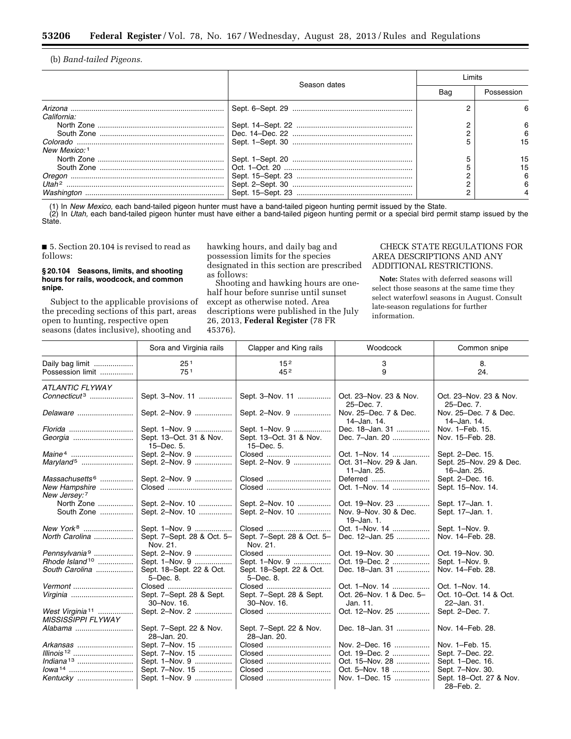(b) *Band-tailed Pigeons.*

| | Season dates | Limits | |
|---|---|---|---|
| | | Bag | Possession |
| *Arizona* | Sept. 6–Sept. 29 | 2 | 6 |
| *California:* | | | |
| North Zone | Sept. 14–Sept. 22 | 2 | 6 |
| South Zone | Dec. 14–Dec. 22 | 2 | 6 |
| *Colorado* | Sept. 1–Sept. 30 | 5 | 15 |
| *New Mexico:* [1] | | | |
| North Zone | Sept. 1–Sept. 20 | 5 | 15 |
| South Zone | Oct. 1–Oct. 20 | 5 | 15 |
| *Oregon* | Sept. 15–Sept. 23 | 2 | 6 |
| *Utah* [2] | Sept. 2–Sept. 30 | 2 | 6 |
| *Washington* | Sept. 15–Sept. 23 | 2 | 4 |

(1) In *New Mexico,* each band-tailed pigeon hunter must have a band-tailed pigeon hunting permit issued by the State.

(2) In *Utah,* each band-tailed pigeon hunter must have either a band-tailed pigeon hunting permit or a special bird permit stamp issued by the State.

■ 5. Section 20.104 is revised to read as follows:

**§ 20.104 Seasons, limits, and shooting hours for rails, woodcock, and common snipe.**

Subject to the applicable provisions of the preceding sections of this part, areas open to hunting, respective open seasons (dates inclusive), shooting and hawking hours, and daily bag and possession limits for the species designated in this section are prescribed as follows:

Shooting and hawking hours are one-half hour before sunrise until sunset except as otherwise noted. Area descriptions were published in the July 26, 2013, **Federal Register** (78 FR 45376).

CHECK STATE REGULATIONS FOR AREA DESCRIPTIONS AND ANY ADDITIONAL RESTRICTIONS.

**Note:** States with deferred seasons will select those seasons at the same time they select waterfowl seasons in August. Consult late-season regulations for further information.

| | Sora and Virginia rails | Clapper and King rails | Woodcock | Common snipe |
|---|---|---|---|---|
| Daily bag limit | 25 [1] | 15 [2] | 3 | 8. |
| Possession limit | 75 [1] | 45 [2] | 9 | 24. |
| *ATLANTIC FLYWAY* | | | | |
| *Connecticut* [3] | Sept. 3–Nov. 11 | Sept. 3–Nov. 11 | Oct. 23–Nov. 23 & Nov. 25–Dec. 7. | Oct. 23–Nov. 23 & Nov. 25–Dec. 7. |
| *Delaware* | Sept. 2–Nov. 9 | Sept. 2–Nov. 9 | Nov. 25–Dec. 7 & Dec. 14–Jan. 14. | Nov. 25–Dec. 7 & Dec. 14–Jan. 14. |
| *Florida* | Sept. 1–Nov. 9 | Sept. 1–Nov. 9 | Dec. 18–Jan. 31 | Nov. 1–Feb. 15. |
| *Georgia* | Sept. 13–Oct. 31 & Nov. 15–Dec. 5. | Sept. 13–Oct. 31 & Nov. 15–Dec. 5. | Dec. 7–Jan. 20 | Nov. 15–Feb. 28. |
| *Maine* [4] | Sept. 2–Nov. 9 | Closed | Oct. 1–Nov. 14 | Sept. 2–Dec. 15. |
| *Maryland* [5] | Sept. 2–Nov. 9 | Sept. 2–Nov. 9 | Oct. 31–Nov. 29 & Jan. 11–Jan. 25. | Sept. 25–Nov. 29 & Dec. 16–Jan. 25. |
| *Massachusetts* [6] | Sept. 2–Nov. 9 | Closed | Deferred | Sept. 2–Dec. 16. |
| *New Hampshire* | Closed | Closed | Oct. 1–Nov. 14 | Sept. 15–Nov. 14. |
| *New Jersey:* [7] | | | | |
| North Zone | Sept. 2–Nov. 10 | Sept. 2–Nov. 10 | Oct. 19–Nov. 23 | Sept. 17–Jan. 1. |
| South Zone | Sept. 2–Nov. 10 | Sept. 2–Nov. 10 | Nov. 9–Nov. 30 & Dec. 19–Jan. 1. | Sept. 17–Jan. 1. |
| *New York* [8] | Sept. 1–Nov. 9 | Closed | Oct. 1–Nov. 14 | Sept. 1–Nov. 9. |
| *North Carolina* | Sept. 7–Sept. 28 & Oct. 5–Nov. 21. | Sept. 7–Sept. 28 & Oct. 5–Nov. 21. | Dec. 12–Jan. 25 | Nov. 14–Feb. 28. |
| *Pennsylvania* [9] | Sept. 2–Nov. 9 | Closed | Oct. 19–Nov. 30 | Oct. 19–Nov. 30. |
| *Rhode Island* [10] | Sept. 1–Nov. 9 | Sept. 1–Nov. 9 | Oct. 19–Dec. 2 | Sept. 1–Nov. 9. |
| *South Carolina* | Sept. 18–Sept. 22 & Oct. 5–Dec. 8. | Sept. 18–Sept. 22 & Oct. 5–Dec. 8. | Dec. 18–Jan. 31 | Nov. 14–Feb. 28. |
| *Vermont* | Closed | Closed | Oct. 1–Nov. 14 | Oct. 1–Nov. 14. |
| *Virginia* | Sept. 7–Sept. 28 & Sept. 30–Nov. 16. | Sept. 7–Sept. 28 & Sept. 30–Nov. 16. | Oct. 26–Nov. 1 & Dec. 5–Jan. 11. | Oct. 10–Oct. 14 & Oct. 22–Jan. 31. |
| *West Virginia* [11] | Sept. 2–Nov. 2 | Closed | Oct. 12–Nov. 25 | Sept. 2–Dec. 7. |
| *MISSISSIPPI FLYWAY* | | | | |
| *Alabama* | Sept. 7–Sept. 22 & Nov. 28–Jan. 20. | Sept. 7–Sept. 22 & Nov. 28–Jan. 20. | Dec. 18–Jan. 31 | Nov. 14–Feb. 28. |
| *Arkansas* | Sept. 7–Nov. 15 | Closed | Nov. 2–Dec. 16 | Nov. 1–Feb. 15. |
| *Illinois* [12] | Sept. 7–Nov. 15 | Closed | Oct. 19–Dec. 2 | Sept. 7–Dec. 22. |
| *Indiana* [13] | Sept. 1–Nov. 9 | Closed | Oct. 15–Nov. 28 | Sept. 1–Dec. 16. |
| *Iowa* [14] | Sept. 7–Nov. 15 | Closed | Oct. 5–Nov. 18 | Sept. 7–Nov. 30. |
| *Kentucky* | Sept. 1–Nov. 9 | Closed | Nov. 1–Dec. 15 | Sept. 18–Oct. 27 & Nov. 28–Feb. 2. |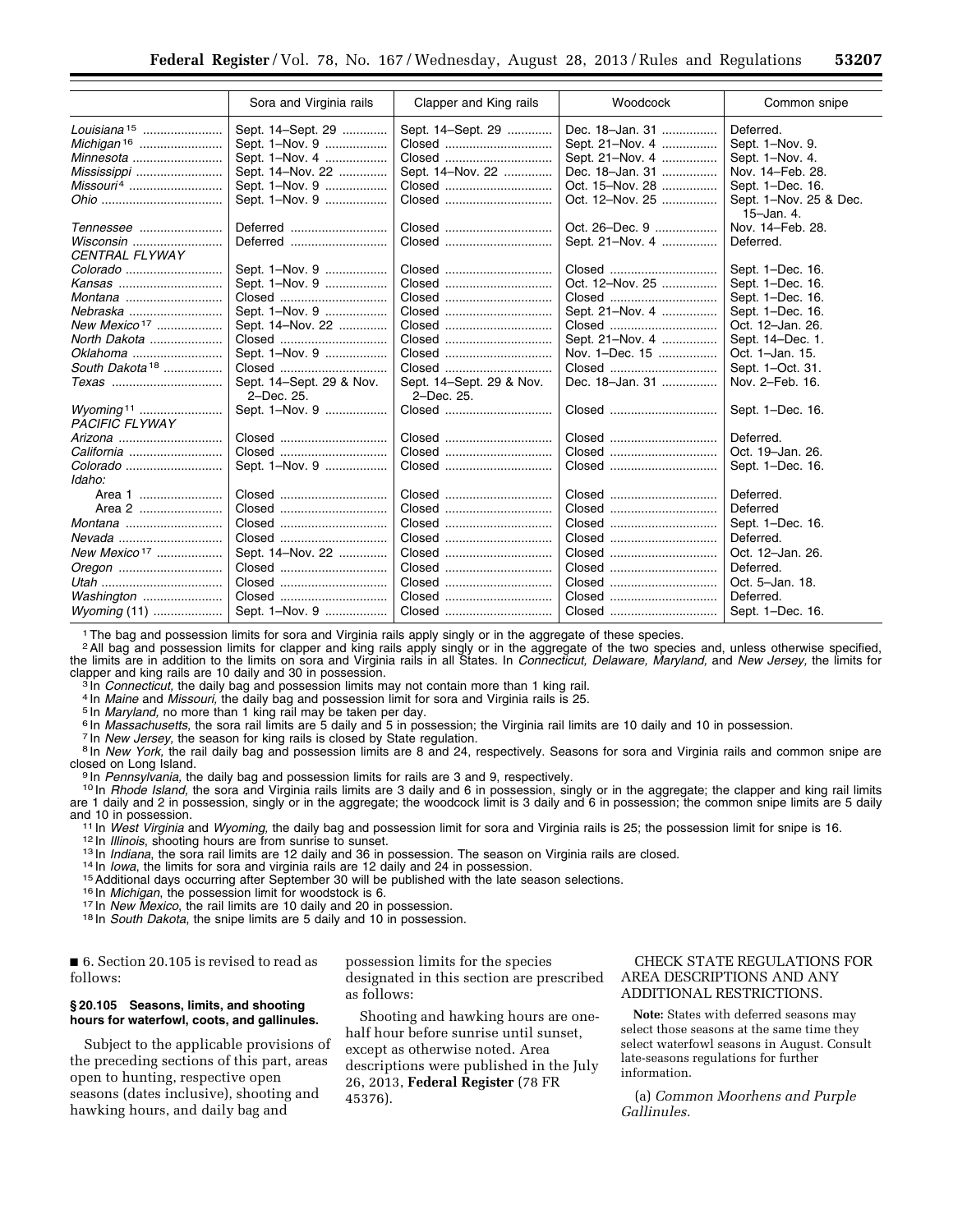| | Sora and Virginia rails | Clapper and King rails | Woodcock | Common snipe |
|---|---|---|---|---|
| *Louisiana* [15] | Sept. 14–Sept. 29 | Sept. 14–Sept. 29 | Dec. 18–Jan. 31 | Deferred. |
| *Michigan* [16] | Sept. 1–Nov. 9 | Closed | Sept. 21–Nov. 4 | Sept. 1–Nov. 9. |
| *Minnesota* | Sept. 1–Nov. 4 | Closed | Sept. 21–Nov. 4 | Sept. 1–Nov. 4. |
| *Mississippi* | Sept. 14–Nov. 22 | Sept. 14–Nov. 22 | Dec. 18–Jan. 31 | Nov. 14–Feb. 28. |
| *Missouri* [4] | Sept. 1–Nov. 9 | Closed | Oct. 15–Nov. 28 | Sept. 1–Dec. 16. |
| *Ohio* | Sept. 1–Nov. 9 | Closed | Oct. 12–Nov. 25 | Sept. 1–Nov. 25 & Dec. 15–Jan. 4. |
| *Tennessee* | Deferred | Closed | Oct. 26–Dec. 9 | Nov. 14–Feb. 28. |
| *Wisconsin* | Deferred | Closed | Sept. 21–Nov. 4 | Deferred. |
| *CENTRAL FLYWAY* | | | | |
| *Colorado* | Sept. 1–Nov. 9 | Closed | Closed | Sept. 1–Dec. 16. |
| *Kansas* | Sept. 1–Nov. 9 | Closed | Oct. 12–Nov. 25 | Sept. 1–Dec. 16. |
| *Montana* | Closed | Closed | Closed | Sept. 1–Dec. 16. |
| *Nebraska* | Sept. 1–Nov. 9 | Closed | Sept. 21–Nov. 4 | Sept. 1–Dec. 16. |
| *New Mexico* [17] | Sept. 14–Nov. 22 | Closed | Closed | Oct. 12–Jan. 26. |
| *North Dakota* | Closed | Closed | Sept. 21–Nov. 4 | Sept. 14–Dec. 1. |
| *Oklahoma* | Sept. 1–Nov. 9 | Closed | Nov. 1–Dec. 15 | Oct. 1–Jan. 15. |
| *South Dakota* [18] | Closed | Closed | Closed | Sept. 1–Oct. 31. |
| *Texas* | Sept. 14–Sept. 29 & Nov. 2–Dec. 25. | Sept. 14–Sept. 29 & Nov. 2–Dec. 25. | Dec. 18–Jan. 31 | Nov. 2–Feb. 16. |
| *Wyoming* [11] | Sept. 1–Nov. 9 | Closed | Closed | Sept. 1–Dec. 16. |
| *PACIFIC FLYWAY* | | | | |
| *Arizona* | Closed | Closed | Closed | Deferred. |
| *California* | Closed | Closed | Closed | Oct. 19–Jan. 26. |
| *Colorado* | Sept. 1–Nov. 9 | Closed | Closed | Sept. 1–Dec. 16. |
| *Idaho:* | | | | |
| Area 1 | Closed | Closed | Closed | Deferred. |
| Area 2 | Closed | Closed | Closed | Deferred |
| *Montana* | Closed | Closed | Closed | Sept. 1–Dec. 16. |
| *Nevada* | Closed | Closed | Closed | Deferred. |
| *New Mexico* [17] | Sept. 14–Nov. 22 | Closed | Closed | Oct. 12–Jan. 26. |
| *Oregon* | Closed | Closed | Closed | Deferred. |
| *Utah* | Closed | Closed | Closed | Oct. 5–Jan. 18. |
| *Washington* | Closed | Closed | Closed | Deferred. |
| *Wyoming* (11) | Sept. 1–Nov. 9 | Closed | Closed | Sept. 1–Dec. 16. |

[1] The bag and possession limits for sora and Virginia rails apply singly or in the aggregate of these species.

[2] All bag and possession limits for clapper and king rails apply singly or in the aggregate of the two species and, unless otherwise specified, the limits are in addition to the limits on sora and Virginia rails in all States. In *Connecticut, Delaware, Maryland,* and *New Jersey,* the limits for clapper and king rails are 10 daily and 30 in possession.

[3] In *Connecticut,* the daily bag and possession limits may not contain more than 1 king rail.

[4] In *Maine* and *Missouri,* the daily bag and possession limit for sora and Virginia rails is 25.

[5] In *Maryland,* no more than 1 king rail may be taken per day.

[6] In *Massachusetts,* the sora rail limits are 5 daily and 5 in possession; the Virginia rail limits are 10 daily and 10 in possession.

[7] In *New Jersey,* the season for king rails is closed by State regulation.

[8] In *New York,* the rail daily bag and possession limits are 8 and 24, respectively. Seasons for sora and Virginia rails and common snipe are closed on Long Island.

[9] In *Pennsylvania,* the daily bag and possession limits for rails are 3 and 9, respectively.

[10] In *Rhode Island,* the sora and Virginia rails limits are 3 daily and 6 in possession, singly or in the aggregate; the clapper and king rail limits are 1 daily and 2 in possession, singly or in the aggregate; the woodcock limit is 3 daily and 6 in possession; the common snipe limits are 5 daily and 10 in possession.

[11] In *West Virginia* and *Wyoming,* the daily bag and possession limit for sora and Virginia rails is 25; the possession limit for snipe is 16.

[12] In *Illinois,* shooting hours are from sunrise to sunset.

[13] In *Indiana,* the sora rail limits are 12 daily and 36 in possession. The season on Virginia rails are closed.

[14] In *Iowa,* the limits for sora and virginia rails are 12 daily and 24 in possession.

[15] Additional days occurring after September 30 will be published with the late season selections.

[16] In *Michigan,* the possession limit for woodstock is 6.

[17] In *New Mexico,* the rail limits are 10 daily and 20 in possession.

[18] In *South Dakota,* the snipe limits are 5 daily and 10 in possession.

■ 6. Section 20.105 is revised to read as follows:

### § 20.105 Seasons, limits, and shooting hours for waterfowl, coots, and gallinules.

Subject to the applicable provisions of the preceding sections of this part, areas open to hunting, respective open seasons (dates inclusive), shooting and hawking hours, and daily bag and possession limits for the species designated in this section are prescribed as follows:

Shooting and hawking hours are one-half hour before sunrise until sunset, except as otherwise noted. Area descriptions were published in the July 26, 2013, **Federal Register** (78 FR 45376).

CHECK STATE REGULATIONS FOR AREA DESCRIPTIONS AND ANY ADDITIONAL RESTRICTIONS.

**Note:** States with deferred seasons may select those seasons at the same time they select waterfowl seasons in August. Consult late-seasons regulations for further information.

(a) *Common Moorhens and Purple Gallinules.*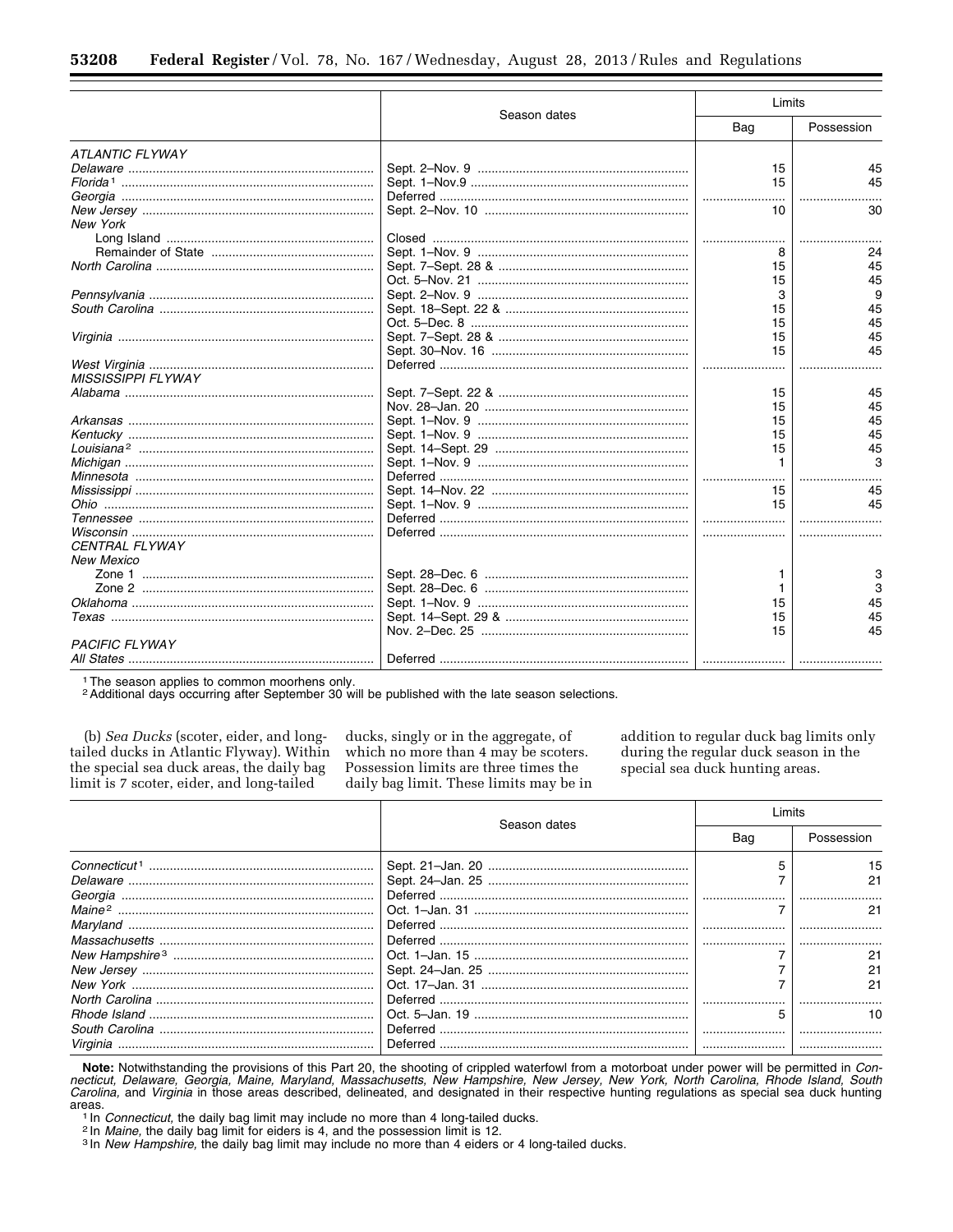| | Season dates | Limits | |
|---|---|---|---|
| | | Bag | Possession |
| *ATLANTIC FLYWAY* | | | |
| *Delaware* | Sept. 2–Nov. 9 | 15 | 45 |
| *Florida*[1] | Sept. 1–Nov.9 | 15 | 45 |
| *Georgia* | Deferred | | |
| *New Jersey* | Sept. 2–Nov. 10 | 10 | 30 |
| *New York* | | | |
| Long Island | Closed | | |
| Remainder of State | Sept. 1–Nov. 9 | 8 | 24 |
| *North Carolina* | Sept. 7–Sept. 28 & | 15 | 45 |
| | Oct. 5–Nov. 21 | 15 | 45 |
| *Pennsylvania* | Sept. 2–Nov. 9 | 3 | 9 |
| *South Carolina* | Sept. 18–Sept. 22 & | 15 | 45 |
| | Oct. 5–Dec. 8 | 15 | 45 |
| *Virginia* | Sept. 7–Sept. 28 & | 15 | 45 |
| | Sept. 30–Nov. 16 | 15 | 45 |
| *West Virginia* | Deferred | | |
| *MISSISSIPPI FLYWAY* | | | |
| *Alabama* | Sept. 7–Sept. 22 & | 15 | 45 |
| | Nov. 28–Jan. 20 | 15 | 45 |
| *Arkansas* | Sept. 1–Nov. 9 | 15 | 45 |
| *Kentucky* | Sept. 1–Nov. 9 | 15 | 45 |
| *Louisiana*[2] | Sept. 14–Sept. 29 | 15 | 45 |
| *Michigan* | Sept. 1–Nov. 9 | 1 | 3 |
| *Minnesota* | Deferred | | |
| *Mississippi* | Sept. 14–Nov. 22 | 15 | 45 |
| *Ohio* | Sept. 1–Nov. 9 | 15 | 45 |
| *Tennessee* | Deferred | | |
| *Wisconsin* | Deferred | | |
| *CENTRAL FLYWAY* | | | |
| *New Mexico* | | | |
| Zone 1 | Sept. 28–Dec. 6 | 1 | 3 |
| Zone 2 | Sept. 28–Dec. 6 | 1 | 3 |
| *Oklahoma* | Sept. 1–Nov. 9 | 15 | 45 |
| *Texas* | Sept. 14–Sept. 29 & | 15 | 45 |
| | Nov. 2–Dec. 25 | 15 | 45 |
| *PACIFIC FLYWAY* | | | |
| *All States* | Deferred | | |

[1] The season applies to common moorhens only.
[2] Additional days occurring after September 30 will be published with the late season selections.

(b) *Sea Ducks* (scoter, eider, and long-tailed ducks in Atlantic Flyway). Within the special sea duck areas, the daily bag limit is 7 scoter, eider, and long-tailed ducks, singly or in the aggregate, of which no more than 4 may be scoters. Possession limits are three times the daily bag limit. These limits may be in addition to regular duck bag limits only during the regular duck season in the special sea duck hunting areas.

| | Season dates | Limits | |
|---|---|---|---|
| | | Bag | Possession |
| *Connecticut*[1] | Sept. 21–Jan. 20 | 5 | 15 |
| *Delaware* | Sept. 24–Jan. 25 | 7 | 21 |
| *Georgia* | Deferred | | |
| *Maine*[2] | Oct. 1–Jan. 31 | 7 | 21 |
| *Maryland* | Deferred | | |
| *Massachusetts* | Deferred | | |
| *New Hampshire*[3] | Oct. 1–Jan. 15 | 7 | 21 |
| *New Jersey* | Sept. 24–Jan. 25 | 7 | 21 |
| *New York* | Oct. 17–Jan. 31 | 7 | 21 |
| *North Carolina* | Deferred | | |
| *Rhode Island* | Oct. 5–Jan. 19 | 5 | 10 |
| *South Carolina* | Deferred | | |
| *Virginia* | Deferred | | |

**Note:** Notwithstanding the provisions of this Part 20, the shooting of crippled waterfowl from a motorboat under power will be permitted in *Connecticut, Delaware, Georgia, Maine, Maryland, Massachusetts, New Hampshire, New Jersey, New York, North Carolina, Rhode Island, South Carolina,* and *Virginia* in those areas described, delineated, and designated in their respective hunting regulations as special sea duck hunting areas.

[1] In *Connecticut,* the daily bag limit may include no more than 4 long-tailed ducks.
[2] In *Maine,* the daily bag limit for eiders is 4, and the possession limit is 12.
[3] In *New Hampshire,* the daily bag limit may include no more than 4 eiders or 4 long-tailed ducks.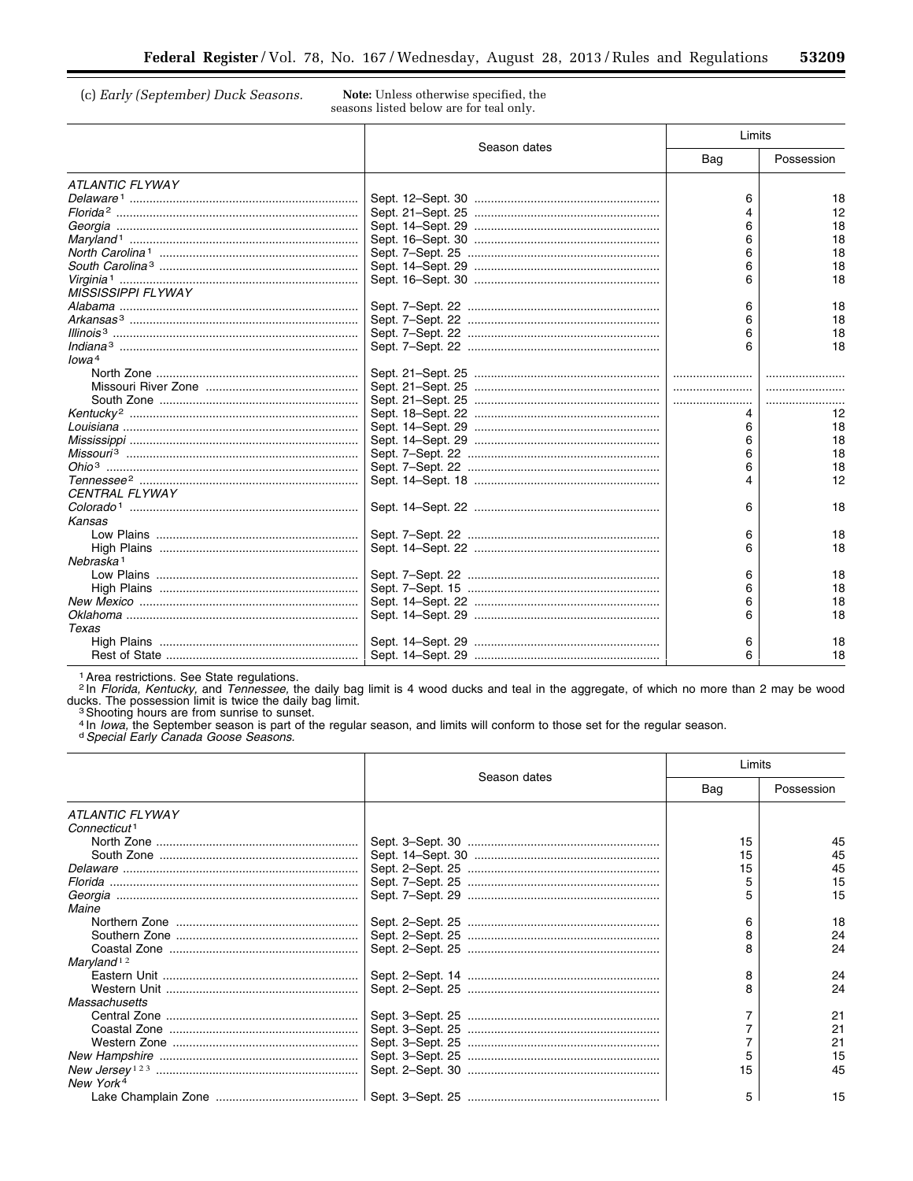(c) *Early (September) Duck Seasons.*

**Note:** Unless otherwise specified, the seasons listed below are for teal only.

| | Season dates | Limits | |
|---|---|---|---|
| | | Bag | Possession |
| *ATLANTIC FLYWAY* | | | |
| *Delaware* [1] | Sept. 12–Sept. 30 | 6 | 18 |
| *Florida* [2] | Sept. 21–Sept. 25 | 4 | 12 |
| *Georgia* | Sept. 14–Sept. 29 | 6 | 18 |
| *Maryland* [1] | Sept. 16–Sept. 30 | 6 | 18 |
| *North Carolina* [1] | Sept. 7–Sept. 25 | 6 | 18 |
| *South Carolina* [3] | Sept. 14–Sept. 29 | 6 | 18 |
| *Virginia* [1] | Sept. 16–Sept. 30 | 6 | 18 |
| *MISSISSIPPI FLYWAY* | | | |
| *Alabama* | Sept. 7–Sept. 22 | 6 | 18 |
| *Arkansas* [3] | Sept. 7–Sept. 22 | 6 | 18 |
| *Illinois* [3] | Sept. 7–Sept. 22 | 6 | 18 |
| *Indiana* [3] | Sept. 7–Sept. 22 | 6 | 18 |
| *Iowa* [4] | | | |
| North Zone | Sept. 21–Sept. 25 | | |
| Missouri River Zone | Sept. 21–Sept. 25 | | |
| South Zone | Sept. 21–Sept. 25 | | |
| *Kentucky* [2] | Sept. 18–Sept. 22 | 4 | 12 |
| *Louisiana* | Sept. 14–Sept. 29 | 6 | 18 |
| *Mississippi* | Sept. 14–Sept. 29 | 6 | 18 |
| *Missouri* [3] | Sept. 7–Sept. 22 | 6 | 18 |
| *Ohio* [3] | Sept. 7–Sept. 22 | 6 | 18 |
| *Tennessee* [2] | Sept. 14–Sept. 18 | 4 | 12 |
| *CENTRAL FLYWAY* | | | |
| *Colorado* [1] | Sept. 14–Sept. 22 | 6 | 18 |
| *Kansas* | | | |
| Low Plains | Sept. 7–Sept. 22 | 6 | 18 |
| High Plains | Sept. 14–Sept. 22 | 6 | 18 |
| *Nebraska* [1] | | | |
| Low Plains | Sept. 7–Sept. 22 | 6 | 18 |
| High Plains | Sept. 7–Sept. 15 | 6 | 18 |
| *New Mexico* | Sept. 14–Sept. 22 | 6 | 18 |
| *Oklahoma* | Sept. 14–Sept. 29 | 6 | 18 |
| *Texas* | | | |
| High Plains | Sept. 14–Sept. 29 | 6 | 18 |
| Rest of State | Sept. 14–Sept. 29 | 6 | 18 |

[1] Area restrictions. See State regulations.

[2] In *Florida, Kentucky,* and *Tennessee,* the daily bag limit is 4 wood ducks and teal in the aggregate, of which no more than 2 may be wood ducks. The possession limit is twice the daily bag limit.

[3] Shooting hours are from sunrise to sunset.

[4] In *Iowa*, the September season is part of the regular season, and limits will conform to those set for the regular season.

[d] *Special Early Canada Goose Seasons.*

| | Season dates | Limits | |
|---|---|---|---|
| | | Bag | Possession |
| *ATLANTIC FLYWAY* | | | |
| *Connecticut* [1] | | | |
| North Zone | Sept. 3–Sept. 30 | 15 | 45 |
| South Zone | Sept. 14–Sept. 30 | 15 | 45 |
| *Delaware* | Sept. 2–Sept. 25 | 15 | 45 |
| *Florida* | Sept. 7–Sept. 25 | 5 | 15 |
| *Georgia* | Sept. 7–Sept. 29 | 5 | 15 |
| *Maine* | | | |
| Northern Zone | Sept. 2–Sept. 25 | 6 | 18 |
| Southern Zone | Sept. 2–Sept. 25 | 8 | 24 |
| Coastal Zone | Sept. 2–Sept. 25 | 8 | 24 |
| *Maryland* [1 2] | | | |
| Eastern Unit | Sept. 2–Sept. 14 | 8 | 24 |
| Western Unit | Sept. 2–Sept. 25 | 8 | 24 |
| *Massachusetts* | | | |
| Central Zone | Sept. 3–Sept. 25 | 7 | 21 |
| Coastal Zone | Sept. 3–Sept. 25 | 7 | 21 |
| Western Zone | Sept. 3–Sept. 25 | 7 | 21 |
| *New Hampshire* | Sept. 3–Sept. 25 | 5 | 15 |
| *New Jersey* [1 2 3] | Sept. 2–Sept. 30 | 15 | 45 |
| *New York* [4] | | | |
| Lake Champlain Zone | Sept. 3–Sept. 25 | 5 | 15 |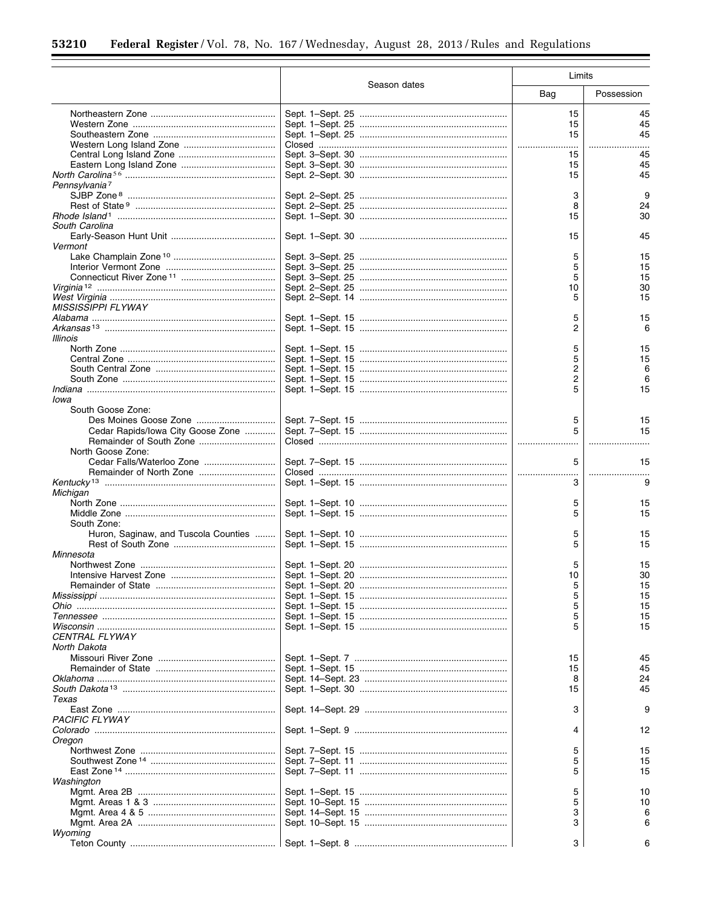| | Season dates | Limits | |
|---|---|---|---|
| | | Bag | Possession |
| Northeastern Zone | Sept. 1–Sept. 25 | 15 | 45 |
| Western Zone | Sept. 1–Sept. 25 | 15 | 45 |
| Southeastern Zone | Sept. 1–Sept. 25 | 15 | 45 |
| Western Long Island Zone | Closed | | |
| Central Long Island Zone | Sept. 3–Sept. 30 | 15 | 45 |
| Eastern Long Island Zone | Sept. 3–Sept. 30 | 15 | 45 |
| *North Carolina* [5 6] | Sept. 2–Sept. 30 | 15 | 45 |
| *Pennsylvania* [7] | | | |
| SJBP Zone [8] | Sept. 2–Sept. 25 | 3 | 9 |
| Rest of State [9] | Sept. 2–Sept. 25 | 8 | 24 |
| *Rhode Island* [1] | Sept. 1–Sept. 30 | 15 | 30 |
| *South Carolina* | | | |
| Early-Season Hunt Unit | Sept. 1–Sept. 30 | 15 | 45 |
| *Vermont* | | | |
| Lake Champlain Zone [10] | Sept. 3–Sept. 25 | 5 | 15 |
| Interior Vermont Zone | Sept. 3–Sept. 25 | 5 | 15 |
| Connecticut River Zone [11] | Sept. 3–Sept. 25 | 5 | 15 |
| *Virginia* [12] | Sept. 2–Sept. 25 | 10 | 30 |
| *West Virginia* | Sept. 2–Sept. 14 | 5 | 15 |
| *MISSISSIPPI FLYWAY* | | | |
| *Alabama* | Sept. 1–Sept. 15 | 5 | 15 |
| *Arkansas* [13] | Sept. 1–Sept. 15 | 2 | 6 |
| *Illinois* | | | |
| North Zone | Sept. 1–Sept. 15 | 5 | 15 |
| Central Zone | Sept. 1–Sept. 15 | 5 | 15 |
| South Central Zone | Sept. 1–Sept. 15 | 2 | 6 |
| South Zone | Sept. 1–Sept. 15 | 2 | 6 |
| *Indiana* | Sept. 1–Sept. 15 | 5 | 15 |
| *Iowa* | | | |
| South Goose Zone: | | | |
| Des Moines Goose Zone | Sept. 7–Sept. 15 | 5 | 15 |
| Cedar Rapids/Iowa City Goose Zone | Sept. 7–Sept. 15 | 5 | 15 |
| Remainder of South Zone | Closed | | |
| North Goose Zone: | | | |
| Cedar Falls/Waterloo Zone | Sept. 7–Sept. 15 | 5 | 15 |
| Remainder of North Zone | Closed | | |
| *Kentucky* [13] | Sept. 1–Sept. 15 | 3 | 9 |
| *Michigan* | | | |
| North Zone | Sept. 1–Sept. 10 | 5 | 15 |
| Middle Zone | Sept. 1–Sept. 15 | 5 | 15 |
| South Zone: | | | |
| Huron, Saginaw, and Tuscola Counties | Sept. 1–Sept. 10 | 5 | 15 |
| Rest of South Zone | Sept. 1–Sept. 15 | 5 | 15 |
| *Minnesota* | | | |
| Northwest Zone | Sept. 1–Sept. 20 | 5 | 15 |
| Intensive Harvest Zone | Sept. 1–Sept. 20 | 10 | 30 |
| Remainder of State | Sept. 1–Sept. 20 | 5 | 15 |
| *Mississippi* | Sept. 1–Sept. 15 | 5 | 15 |
| *Ohio* | Sept. 1–Sept. 15 | 5 | 15 |
| *Tennessee* | Sept. 1–Sept. 15 | 5 | 15 |
| *Wisconsin* | Sept. 1–Sept. 15 | 5 | 15 |
| *CENTRAL FLYWAY* | | | |
| *North Dakota* | | | |
| Missouri River Zone | Sept. 1–Sept. 7 | 15 | 45 |
| Remainder of State | Sept. 1–Sept. 15 | 15 | 45 |
| *Oklahoma* | Sept. 14–Sept. 23 | 8 | 24 |
| *South Dakota* [13] | Sept. 1–Sept. 30 | 15 | 45 |
| *Texas* | | | |
| East Zone | Sept. 14–Sept. 29 | 3 | 9 |
| *PACIFIC FLYWAY* | | | |
| *Colorado* | Sept. 1–Sept. 9 | 4 | 12 |
| *Oregon* | | | |
| Northwest Zone | Sept. 7–Sept. 15 | 5 | 15 |
| Southwest Zone [14] | Sept. 7–Sept. 11 | 5 | 15 |
| East Zone [14] | Sept. 7–Sept. 11 | 5 | 15 |
| *Washington* | | | |
| Mgmt. Area 2B | Sept. 1–Sept. 15 | 5 | 10 |
| Mgmt. Areas 1 & 3 | Sept. 10–Sept. 15 | 5 | 10 |
| Mgmt. Area 4 & 5 | Sept. 14–Sept. 15 | 3 | 6 |
| Mgmt. Area 2A | Sept. 10–Sept. 15 | 3 | 6 |
| *Wyoming* | | | |
| Teton County | Sept. 1–Sept. 8 | 3 | 6 |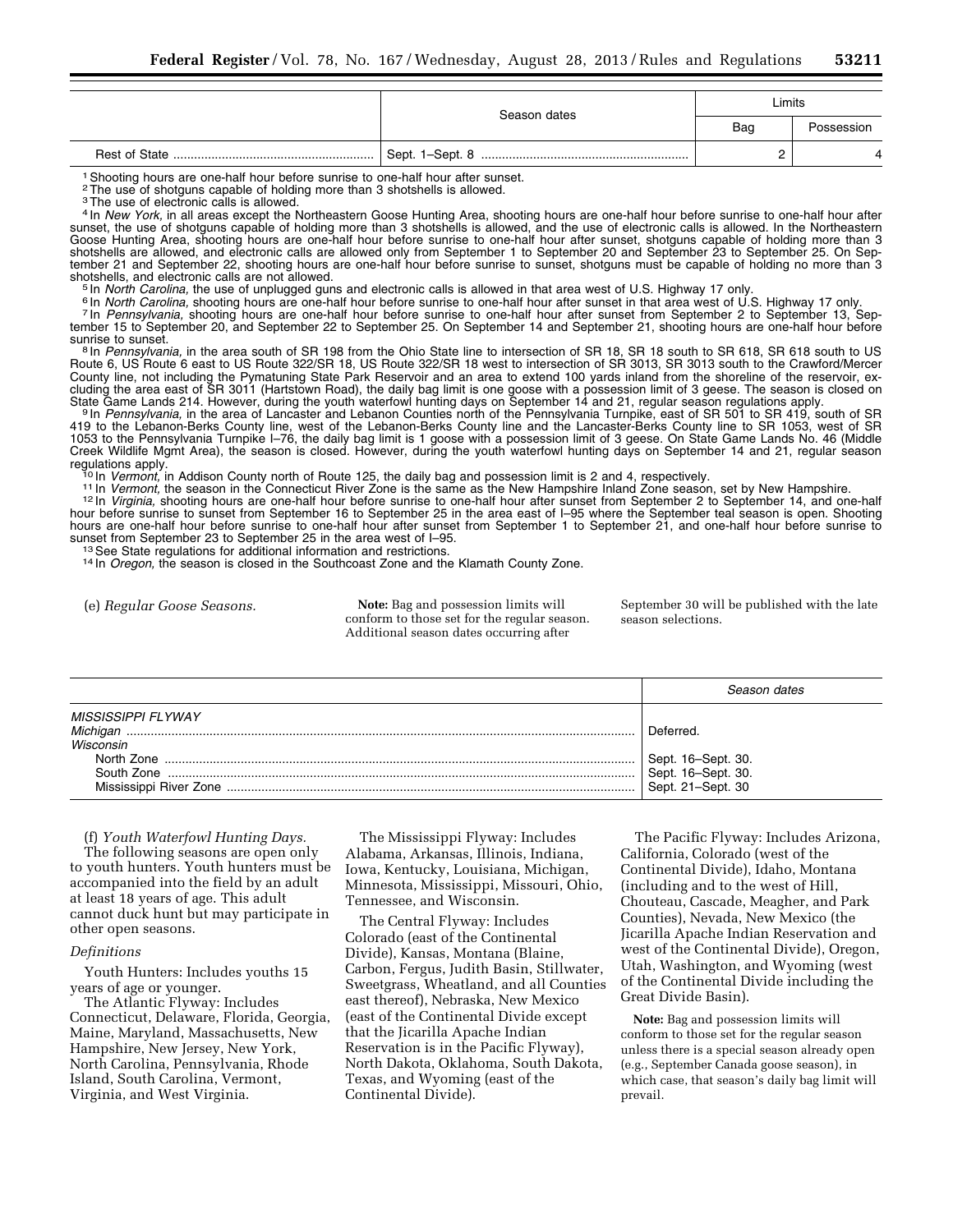| | Season dates | Limits | |
|---|---|---|---|
| | | Bag | Possession |
| Rest of State | Sept. 1–Sept. 8 | 2 | 4 |

[1] Shooting hours are one-half hour before sunrise to one-half hour after sunset.

[2] The use of shotguns capable of holding more than 3 shotshells is allowed.

[3] The use of electronic calls is allowed.

[4] In *New York,* in all areas except the Northeastern Goose Hunting Area, shooting hours are one-half hour before sunrise to one-half hour after sunset, the use of shotguns capable of holding more than 3 shotshells is allowed, and the use of electronic calls is allowed. In the Northeastern Goose Hunting Area, shooting hours are one-half hour before sunrise to one-half hour after sunset, shotguns capable of holding more than 3 shotshells are allowed, and electronic calls are allowed only from September 1 to September 20 and September 23 to September 25. On September 21 and September 22, shooting hours are one-half hour before sunrise to sunset, shotguns must be capable of holding no more than 3 shotshells, and electronic calls are not allowed.

[5] In *North Carolina,* the use of unplugged guns and electronic calls is allowed in that area west of U.S. Highway 17 only.

[6] In *North Carolina,* shooting hours are one-half hour before sunrise to one-half hour after sunset in that area west of U.S. Highway 17 only.

[7] In *Pennsylvania,* shooting hours are one-half hour before sunrise to one-half hour after sunset from September 2 to September 13, September 15 to September 20, and September 22 to September 25. On September 14 and September 21, shooting hours are one-half hour before sunrise to sunset.

[8] In *Pennsylvania,* in the area south of SR 198 from the Ohio State line to intersection of SR 18, SR 18 south to SR 618, SR 618 south to US Route 6, US Route 6 east to US Route 322/SR 18, US Route 322/SR 18 west to intersection of SR 3013, SR 3013 south to the Crawford/Mercer County line, not including the Pymatuning State Park Reservoir and an area to extend 100 yards inland from the shoreline of the reservoir, excluding the area east of SR 3011 (Hartstown Road), the daily bag limit is one goose with a possession limit of 3 geese. The season is closed on State Game Lands 214. However, during the youth waterfowl hunting days on September 14 and 21, regular season regulations apply.

[9] In *Pennsylvania,* in the area of Lancaster and Lebanon Counties north of the Pennsylvania Turnpike, east of SR 501 to SR 419, south of SR 419 to the Lebanon-Berks County line, west of the Lebanon-Berks County line and the Lancaster-Berks County line to SR 1053, west of SR 1053 to the Pennsylvania Turnpike I–76, the daily bag limit is 1 goose with a possession limit of 3 geese. On State Game Lands No. 46 (Middle Creek Wildlife Mgmt Area), the season is closed. However, during the youth waterfowl hunting days on September 14 and 21, regular season regulations apply.

[10] In *Vermont,* in Addison County north of Route 125, the daily bag and possession limit is 2 and 4, respectively.

[11] In *Vermont,* the season in the Connecticut River Zone is the same as the New Hampshire Inland Zone season, set by New Hampshire.

[12] In *Virginia,* shooting hours are one-half hour before sunrise to one-half hour after sunset from September 2 to September 14, and one-half hour before sunrise to sunset from September 16 to September 25 in the area east of I–95 where the September teal season is open. Shooting hours are one-half hour before sunrise to one-half hour after sunset from September 1 to September 21, and one-half hour before sunrise to sunset from September 23 to September 25 in the area west of I–95.

[13] See State regulations for additional information and restrictions.

[14] In *Oregon,* the season is closed in the Southcoast Zone and the Klamath County Zone.

(e) *Regular Goose Seasons.*

**Note:** Bag and possession limits will conform to those set for the regular season. Additional season dates occurring after September 30 will be published with the late season selections.

| | *Season dates* |
|---|---|
| *MISSISSIPPI FLYWAY* | |
| *Michigan* | Deferred. |
| *Wisconsin* | |
| North Zone | Sept. 16–Sept. 30. |
| South Zone | Sept. 16–Sept. 30. |
| Mississippi River Zone | Sept. 21–Sept. 30 |

(f) *Youth Waterfowl Hunting Days.*

The following seasons are open only to youth hunters. Youth hunters must be accompanied into the field by an adult at least 18 years of age. This adult cannot duck hunt but may participate in other open seasons.

*Definitions*

Youth Hunters: Includes youths 15 years of age or younger.

The Atlantic Flyway: Includes Connecticut, Delaware, Florida, Georgia, Maine, Maryland, Massachusetts, New Hampshire, New Jersey, New York, North Carolina, Pennsylvania, Rhode Island, South Carolina, Vermont, Virginia, and West Virginia.

The Mississippi Flyway: Includes Alabama, Arkansas, Illinois, Indiana, Iowa, Kentucky, Louisiana, Michigan, Minnesota, Mississippi, Missouri, Ohio, Tennessee, and Wisconsin.

The Central Flyway: Includes Colorado (east of the Continental Divide), Kansas, Montana (Blaine, Carbon, Fergus, Judith Basin, Stillwater, Sweetgrass, Wheatland, and all Counties east thereof), Nebraska, New Mexico (east of the Continental Divide except that the Jicarilla Apache Indian Reservation is in the Pacific Flyway), North Dakota, Oklahoma, South Dakota, Texas, and Wyoming (east of the Continental Divide).

The Pacific Flyway: Includes Arizona, California, Colorado (west of the Continental Divide), Idaho, Montana (including and to the west of Hill, Chouteau, Cascade, Meagher, and Park Counties), Nevada, New Mexico (the Jicarilla Apache Indian Reservation and west of the Continental Divide), Oregon, Utah, Washington, and Wyoming (west of the Continental Divide including the Great Divide Basin).

**Note:** Bag and possession limits will conform to those set for the regular season unless there is a special season already open (e.g., September Canada goose season), in which case, that season's daily bag limit will prevail.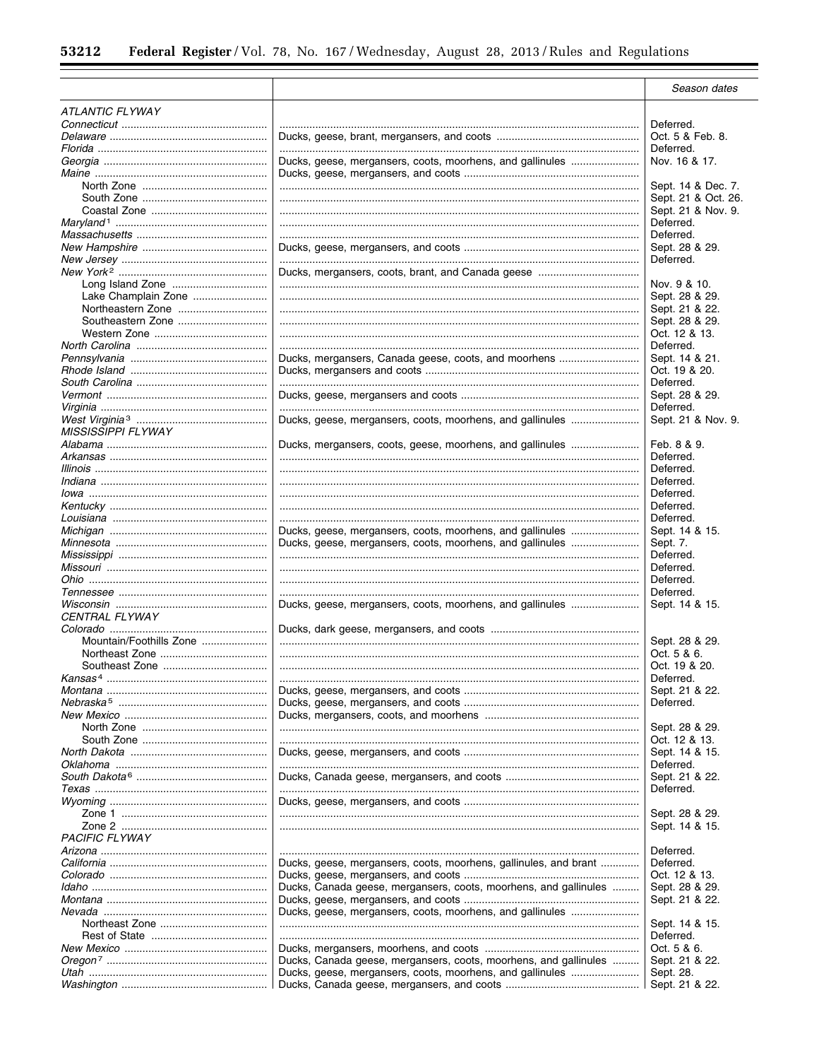| | | Season dates |
|---|---|---|
| *ATLANTIC FLYWAY* | | |
| *Connecticut* | | Deferred. |
| *Delaware* | Ducks, geese, brant, mergansers, and coots | Oct. 5 & Feb. 8. |
| *Florida* | | Deferred. |
| *Georgia* | Ducks, geese, mergansers, coots, moorhens, and gallinules | Nov. 16 & 17. |
| *Maine* | Ducks, geese, mergansers, and coots | |
| North Zone | | Sept. 14 & Dec. 7. |
| South Zone | | Sept. 21 & Oct. 26. |
| Coastal Zone | | Sept. 21 & Nov. 9. |
| *Maryland* [1] | | Deferred. |
| *Massachusetts* | | Deferred. |
| *New Hampshire* | Ducks, geese, mergansers, and coots | Sept. 28 & 29. |
| *New Jersey* | | Deferred. |
| *New York* [2] | Ducks, mergansers, coots, brant, and Canada geese | |
| Long Island Zone | | Nov. 9 & 10. |
| Lake Champlain Zone | | Sept. 28 & 29. |
| Northeastern Zone | | Sept. 21 & 22. |
| Southeastern Zone | | Sept. 28 & 29. |
| Western Zone | | Oct. 12 & 13. |
| *North Carolina* | | Deferred. |
| *Pennsylvania* | Ducks, mergansers, Canada geese, coots, and moorhens | Sept. 14 & 21. |
| *Rhode Island* | Ducks, mergansers and coots | Oct. 19 & 20. |
| *South Carolina* | | Deferred. |
| *Vermont* | Ducks, geese, mergansers and coots | Sept. 28 & 29. |
| *Virginia* | | Deferred. |
| *West Virginia* [3] | Ducks, geese, mergansers, coots, moorhens, and gallinules | Sept. 21 & Nov. 9. |
| *MISSISSIPPI FLYWAY* | | |
| *Alabama* | Ducks, mergansers, coots, geese, moorhens, and gallinules | Feb. 8 & 9. |
| *Arkansas* | | Deferred. |
| *Illinois* | | Deferred. |
| *Indiana* | | Deferred. |
| *Iowa* | | Deferred. |
| *Kentucky* | | Deferred. |
| *Louisiana* | | Deferred. |
| *Michigan* | Ducks, geese, mergansers, coots, moorhens, and gallinules | Sept. 14 & 15. |
| *Minnesota* | Ducks, geese, mergansers, coots, moorhens, and gallinules | Sept. 7. |
| *Mississippi* | | Deferred. |
| *Missouri* | | Deferred. |
| *Ohio* | | Deferred. |
| *Tennessee* | | Deferred. |
| *Wisconsin* | Ducks, geese, mergansers, coots, moorhens, and gallinules | Sept. 14 & 15. |
| *CENTRAL FLYWAY* | | |
| *Colorado* | Ducks, dark geese, mergansers, and coots | |
| Mountain/Foothills Zone | | Sept. 28 & 29. |
| Northeast Zone | | Oct. 5 & 6. |
| Southeast Zone | | Oct. 19 & 20. |
| *Kansas* [4] | | Deferred. |
| *Montana* | Ducks, geese, mergansers, and coots | Sept. 21 & 22. |
| *Nebraska* [5] | Ducks, geese, mergansers, and coots | Deferred. |
| *New Mexico* | Ducks, mergansers, coots, and moorhens | |
| North Zone | | Sept. 28 & 29. |
| South Zone | | Oct. 12 & 13. |
| *North Dakota* | Ducks, geese, mergansers, and coots | Sept. 14 & 15. |
| *Oklahoma* | | Deferred. |
| *South Dakota* [6] | Ducks, Canada geese, mergansers, and coots | Sept. 21 & 22. |
| *Texas* | | Deferred. |
| *Wyoming* | Ducks, geese, mergansers, and coots | |
| Zone 1 | | Sept. 28 & 29. |
| Zone 2 | | Sept. 14 & 15. |
| *PACIFIC FLYWAY* | | |
| *Arizona* | | Deferred. |
| *California* | Ducks, geese, mergansers, coots, moorhens, gallinules, and brant | Deferred. |
| *Colorado* | Ducks, geese, mergansers, and coots | Oct. 12 & 13. |
| *Idaho* | Ducks, Canada geese, mergansers, coots, moorhens, and gallinules | Sept. 28 & 29. |
| *Montana* | Ducks, geese, mergansers, and coots | Sept. 21 & 22. |
| *Nevada* | Ducks, geese, mergansers, coots, moorhens, and gallinules | |
| Northeast Zone | | Sept. 14 & 15. |
| Rest of State | | Deferred. |
| *New Mexico* | Ducks, mergansers, moorhens, and coots | Oct. 5 & 6. |
| *Oregon* [7] | Ducks, Canada geese, mergansers, coots, moorhens, and gallinules | Sept. 21 & 22. |
| *Utah* | Ducks, geese, mergansers, coots, moorhens, and gallinules | Sept. 28. |
| *Washington* | Ducks, Canada geese, mergansers, and coots | Sept. 21 & 22. |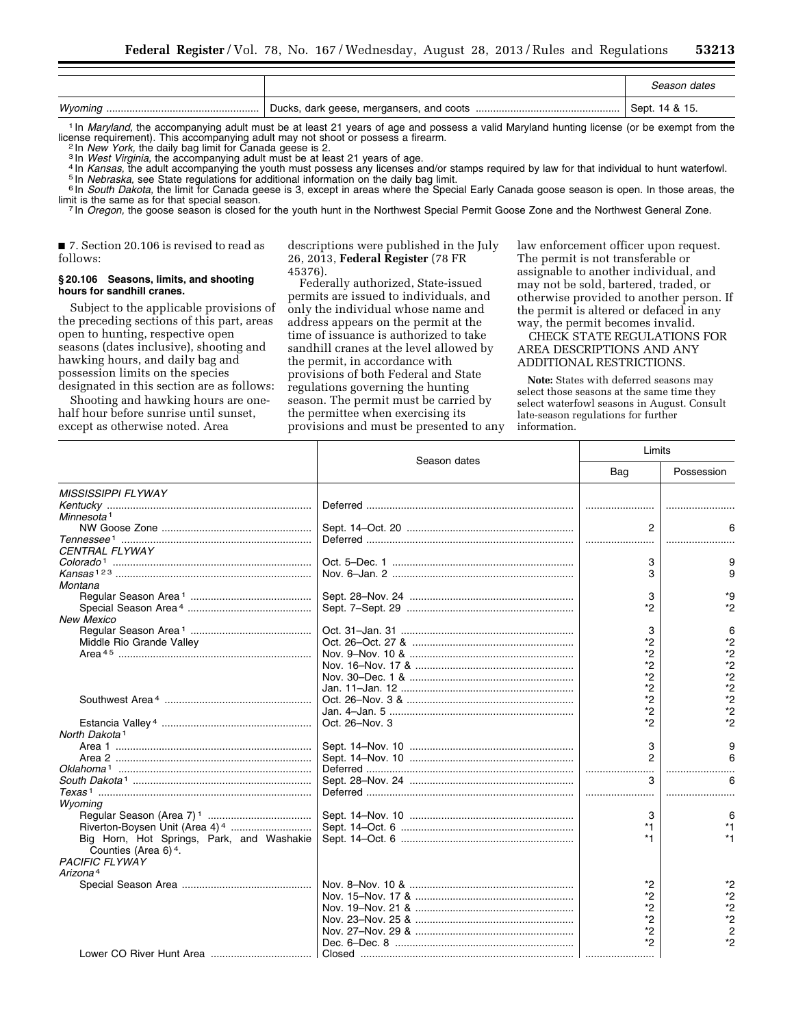| | | Season dates |
|---|---|---|
| *Wyoming* | Ducks, dark geese, mergansers, and coots | Sept. 14 & 15. |

[1] In *Maryland,* the accompanying adult must be at least 21 years of age and possess a valid Maryland hunting license (or be exempt from the license requirement). This accompanying adult may not shoot or possess a firearm.

[2] In *New York,* the daily bag limit for Canada geese is 2.

[3] In *West Virginia,* the accompanying adult must be at least 21 years of age.

[4] In *Kansas,* the adult accompanying the youth must possess any licenses and/or stamps required by law for that individual to hunt waterfowl.

[5] In *Nebraska,* see State regulations for additional information on the daily bag limit.

[6] In *South Dakota,* the limit for Canada geese is 3, except in areas where the Special Early Canada goose season is open. In those areas, the limit is the same as for that special season.

[7] In *Oregon,* the goose season is closed for the youth hunt in the Northwest Special Permit Goose Zone and the Northwest General Zone.

■ 7. Section 20.106 is revised to read as follows:

### § 20.106 Seasons, limits, and shooting hours for sandhill cranes.

Subject to the applicable provisions of the preceding sections of this part, areas open to hunting, respective open seasons (dates inclusive), shooting and hawking hours, and daily bag and possession limits on the species designated in this section are as follows:

Shooting and hawking hours are one-half hour before sunrise until sunset, except as otherwise noted. Area descriptions were published in the July 26, 2013, **Federal Register** (78 FR 45376).

Federally authorized, State-issued permits are issued to individuals, and only the individual whose name and address appears on the permit at the time of issuance is authorized to take sandhill cranes at the level allowed by the permit, in accordance with provisions of both Federal and State regulations governing the hunting season. The permit must be carried by the permittee when exercising its provisions and must be presented to any law enforcement officer upon request. The permit is not transferable or assignable to another individual, and may not be sold, bartered, traded, or otherwise provided to another person. If the permit is altered or defaced in any way, the permit becomes invalid.

CHECK STATE REGULATIONS FOR AREA DESCRIPTIONS AND ANY ADDITIONAL RESTRICTIONS.

**Note:** States with deferred seasons may select those seasons at the same time they select waterfowl seasons in August. Consult late-season regulations for further information.

| | Season dates | Limits | |
|---|---|---|---|
| | | Bag | Possession |
| *MISSISSIPPI FLYWAY* | | | |
| *Kentucky* | Deferred | | |
| *Minnesota* [1] | | | |
| NW Goose Zone | Sept. 14–Oct. 20 | 2 | 6 |
| *Tennessee* [1] | Deferred | | |
| *CENTRAL FLYWAY* | | | |
| *Colorado* [1] | Oct. 5–Dec. 1 | 3 | 9 |
| *Kansas* [1 2 3] | Nov. 6–Jan. 2 | 3 | 9 |
| *Montana* | | | |
| Regular Season Area [1] | Sept. 28–Nov. 24 | 3 | *9 |
| Special Season Area [4] | Sept. 7–Sept. 29 | *2 | *2 |
| *New Mexico* | | | |
| Regular Season Area [1] | Oct. 31–Jan. 31 | 3 | 6 |
| Middle Rio Grande Valley | Oct. 26–Oct. 27 & | *2 | *2 |
| Area [4 5] | Nov. 9–Nov. 10 & | *2 | *2 |
| | Nov. 16–Nov. 17 & | *2 | *2 |
| | Nov. 30–Dec. 1 & | *2 | *2 |
| | Jan. 11–Jan. 12 | *2 | *2 |
| Southwest Area [4] | Oct. 26–Nov. 3 & | *2 | *2 |
| | Jan. 4–Jan. 5 | *2 | *2 |
| Estancia Valley [4] | Oct. 26–Nov. 3 | *2 | *2 |
| *North Dakota* [1] | | | |
| Area 1 | Sept. 14–Nov. 10 | 3 | 9 |
| Area 2 | Sept. 14–Nov. 10 | 2 | 6 |
| *Oklahoma* [1] | Deferred | | |
| *South Dakota* [1] | Sept. 28–Nov. 24 | 3 | 6 |
| *Texas* [1] | Deferred | | |
| *Wyoming* | | | |
| Regular Season (Area 7) [1] | Sept. 14–Nov. 10 | 3 | 6 |
| Riverton-Boysen Unit (Area 4) [4] | Sept. 14–Oct. 6 | *1 | *1 |
| Big Horn, Hot Springs, Park, and Washakie Counties (Area 6) [4]. | Sept. 14–Oct. 6 | *1 | *1 |
| *PACIFIC FLYWAY* | | | |
| *Arizona* [4] | | | |
| Special Season Area | Nov. 8–Nov. 10 & | *2 | *2 |
| | Nov. 15–Nov. 17 & | *2 | *2 |
| | Nov. 19–Nov. 21 & | *2 | *2 |
| | Nov. 23–Nov. 25 & | *2 | *2 |
| | Nov. 27–Nov. 29 & | *2 | 2 |
| | Dec. 6–Dec. 8 | *2 | *2 |
| Lower CO River Hunt Area | Closed | | |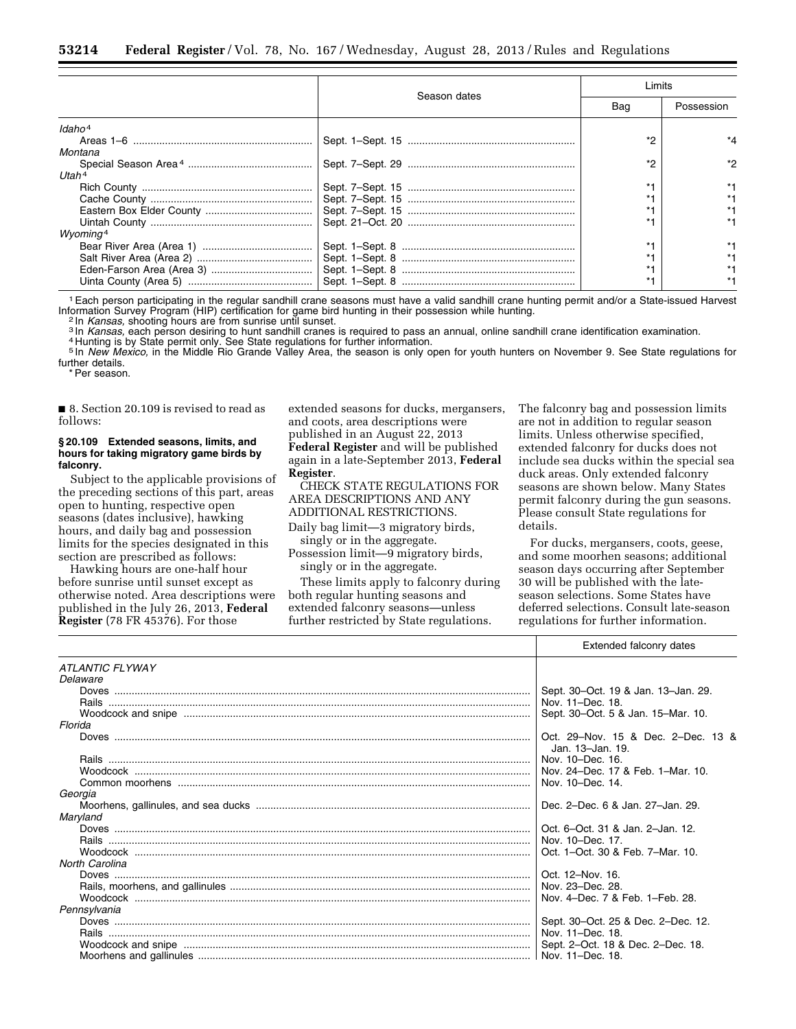| | Season dates | Limits | |
|---|---|---|---|
| | | Bag | Possession |
| *Idaho*[4] | | | |
| Areas 1–6 | Sept. 1–Sept. 15 | *2 | *4 |
| *Montana* | | | |
| Special Season Area[4] | Sept. 7–Sept. 29 | *2 | *2 |
| *Utah*[4] | | | |
| Rich County | Sept. 7–Sept. 15 | *1 | *1 |
| Cache County | Sept. 7–Sept. 15 | *1 | *1 |
| Eastern Box Elder County | Sept. 7–Sept. 15 | *1 | *1 |
| Uintah County | Sept. 21–Oct. 20 | *1 | *1 |
| *Wyoming*[4] | | | |
| Bear River Area (Area 1) | Sept. 1–Sept. 8 | *1 | *1 |
| Salt River Area (Area 2) | Sept. 1–Sept. 8 | *1 | *1 |
| Eden-Farson Area (Area 3) | Sept. 1–Sept. 8 | *1 | *1 |
| Uinta County (Area 5) | Sept. 1–Sept. 8 | *1 | *1 |

[1] Each person participating in the regular sandhill crane seasons must have a valid sandhill crane hunting permit and/or a State-issued Harvest Information Survey Program (HIP) certification for game bird hunting in their possession while hunting.

[2] In *Kansas,* shooting hours are from sunrise until sunset.

[3] In *Kansas,* each person desiring to hunt sandhill cranes is required to pass an annual, online sandhill crane identification examination.

[4] Hunting is by State permit only. See State regulations for further information.

[5] In *New Mexico,* in the Middle Rio Grande Valley Area, the season is only open for youth hunters on November 9. See State regulations for further details.

\* Per season.

■ 8. Section 20.109 is revised to read as follows:

**§ 20.109 Extended seasons, limits, and hours for taking migratory game birds by falconry.**

Subject to the applicable provisions of the preceding sections of this part, areas open to hunting, respective open seasons (dates inclusive), hawking hours, and daily bag and possession limits for the species designated in this section are prescribed as follows:

Hawking hours are one-half hour before sunrise until sunset except as otherwise noted. Area descriptions were published in the July 26, 2013, **Federal Register** (78 FR 45376). For those extended seasons for ducks, mergansers, and coots, area descriptions were published in an August 22, 2013 **Federal Register** and will be published again in a late-September 2013, **Federal Register**.

CHECK STATE REGULATIONS FOR AREA DESCRIPTIONS AND ANY ADDITIONAL RESTRICTIONS.

Daily bag limit—3 migratory birds, singly or in the aggregate.

Possession limit—9 migratory birds, singly or in the aggregate.

These limits apply to falconry during both regular hunting seasons and extended falconry seasons—unless further restricted by State regulations. The falconry bag and possession limits are not in addition to regular season limits. Unless otherwise specified, extended falconry for ducks does not include sea ducks within the special sea duck areas. Only extended falconry seasons are shown below. Many States permit falconry during the gun seasons. Please consult State regulations for details.

For ducks, mergansers, coots, geese, and some moorhen seasons; additional season days occurring after September 30 will be published with the late-season selections. Some States have deferred selections. Consult late-season regulations for further information.

| | Extended falconry dates |
|---|---|
| *ATLANTIC FLYWAY* | |
| *Delaware* | |
| Doves | Sept. 30–Oct. 19 & Jan. 13–Jan. 29. |
| Rails | Nov. 11–Dec. 18. |
| Woodcock and snipe | Sept. 30–Oct. 5 & Jan. 15–Mar. 10. |
| *Florida* | |
| Doves | Oct. 29–Nov. 15 & Dec. 2–Dec. 13 & Jan. 13–Jan. 19. |
| Rails | Nov. 10–Dec. 16. |
| Woodcock | Nov. 24–Dec. 17 & Feb. 1–Mar. 10. |
| Common moorhens | Nov. 10–Dec. 14. |
| *Georgia* | |
| Moorhens, gallinules, and sea ducks | Dec. 2–Dec. 6 & Jan. 27–Jan. 29. |
| *Maryland* | |
| Doves | Oct. 6–Oct. 31 & Jan. 2–Jan. 12. |
| Rails | Nov. 10–Dec. 17. |
| Woodcock | Oct. 1–Oct. 30 & Feb. 7–Mar. 10. |
| *North Carolina* | |
| Doves | Oct. 12–Nov. 16. |
| Rails, moorhens, and gallinules | Nov. 23–Dec. 28. |
| Woodcock | Nov. 4–Dec. 7 & Feb. 1–Feb. 28. |
| *Pennsylvania* | |
| Doves | Sept. 30–Oct. 25 & Dec. 2–Dec. 12. |
| Rails | Nov. 11–Dec. 18. |
| Woodcock and snipe | Sept. 2–Oct. 18 & Dec. 2–Dec. 18. |
| Moorhens and gallinules | Nov. 11–Dec. 18. |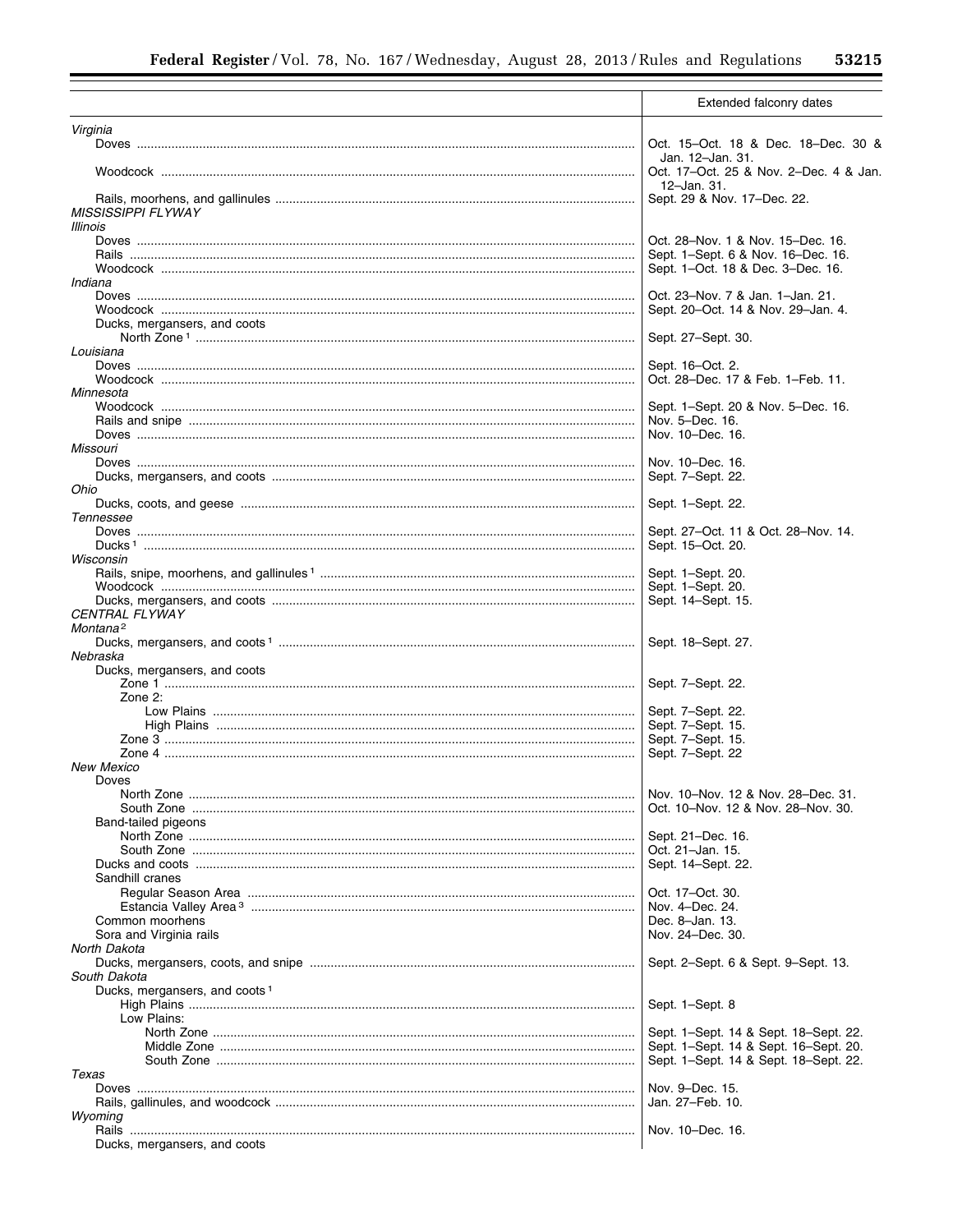| | Extended falconry dates |
|---|---|
| *Virginia* | |
| Doves | Oct. 15–Oct. 18 & Dec. 18–Dec. 30 & Jan. 12–Jan. 31. |
| Woodcock | Oct. 17–Oct. 25 & Nov. 2–Dec. 4 & Jan. 12–Jan. 31. |
| Rails, moorhens, and gallinules | Sept. 29 & Nov. 17–Dec. 22. |
| *MISSISSIPPI FLYWAY* | |
| *Illinois* | |
| Doves | Oct. 28–Nov. 1 & Nov. 15–Dec. 16. |
| Rails | Sept. 1–Sept. 6 & Nov. 16–Dec. 16. |
| Woodcock | Sept. 1–Oct. 18 & Dec. 3–Dec. 16. |
| *Indiana* | |
| Doves | Oct. 23–Nov. 7 & Jan. 1–Jan. 21. |
| Woodcock | Sept. 20–Oct. 14 & Nov. 29–Jan. 4. |
| Ducks, mergansers, and coots | |
| North Zone [1] | Sept. 27–Sept. 30. |
| *Louisiana* | |
| Doves | Sept. 16–Oct. 2. |
| Woodcock | Oct. 28–Dec. 17 & Feb. 1–Feb. 11. |
| *Minnesota* | |
| Woodcock | Sept. 1–Sept. 20 & Nov. 5–Dec. 16. |
| Rails and snipe | Nov. 5–Dec. 16. |
| Doves | Nov. 10–Dec. 16. |
| *Missouri* | |
| Doves | Nov. 10–Dec. 16. |
| Ducks, mergansers, and coots | Sept. 7–Sept. 22. |
| *Ohio* | |
| Ducks, coots, and geese | Sept. 1–Sept. 22. |
| *Tennessee* | |
| Doves | Sept. 27–Oct. 11 & Oct. 28–Nov. 14. |
| Ducks [1] | Sept. 15–Oct. 20. |
| *Wisconsin* | |
| Rails, snipe, moorhens, and gallinules [1] | Sept. 1–Sept. 20. |
| Woodcock | Sept. 1–Sept. 20. |
| Ducks, mergansers, and coots | Sept. 14–Sept. 15. |
| *CENTRAL FLYWAY* | |
| *Montana* [2] | |
| Ducks, mergansers, and coots [1] | Sept. 18–Sept. 27. |
| *Nebraska* | |
| Ducks, mergansers, and coots | |
| Zone 1 | Sept. 7–Sept. 22. |
| Zone 2: | |
| Low Plains | Sept. 7–Sept. 22. |
| High Plains | Sept. 7–Sept. 15. |
| Zone 3 | Sept. 7–Sept. 15. |
| Zone 4 | Sept. 7–Sept. 22 |
| *New Mexico* | |
| Doves | |
| North Zone | Nov. 10–Nov. 12 & Nov. 28–Dec. 31. |
| South Zone | Oct. 10–Nov. 12 & Nov. 28–Nov. 30. |
| Band-tailed pigeons | |
| North Zone | Sept. 21–Dec. 16. |
| South Zone | Oct. 21–Jan. 15. |
| Ducks and coots | Sept. 14–Sept. 22. |
| Sandhill cranes | |
| Regular Season Area | Oct. 17–Oct. 30. |
| Estancia Valley Area [3] | Nov. 4–Dec. 24. |
| Common moorhens | Dec. 8–Jan. 13. |
| Sora and Virginia rails | Nov. 24–Dec. 30. |
| *North Dakota* | |
| Ducks, mergansers, coots, and snipe | Sept. 2–Sept. 6 & Sept. 9–Sept. 13. |
| *South Dakota* | |
| Ducks, mergansers, and coots [1] | |
| High Plains | Sept. 1–Sept. 8 |
| Low Plains: | |
| North Zone | Sept. 1–Sept. 14 & Sept. 18–Sept. 22. |
| Middle Zone | Sept. 1–Sept. 14 & Sept. 16–Sept. 20. |
| South Zone | Sept. 1–Sept. 14 & Sept. 18–Sept. 22. |
| *Texas* | |
| Doves | Nov. 9–Dec. 15. |
| Rails, gallinules, and woodcock | Jan. 27–Feb. 10. |
| *Wyoming* | |
| Rails | Nov. 10–Dec. 16. |
| Ducks, mergansers, and coots | |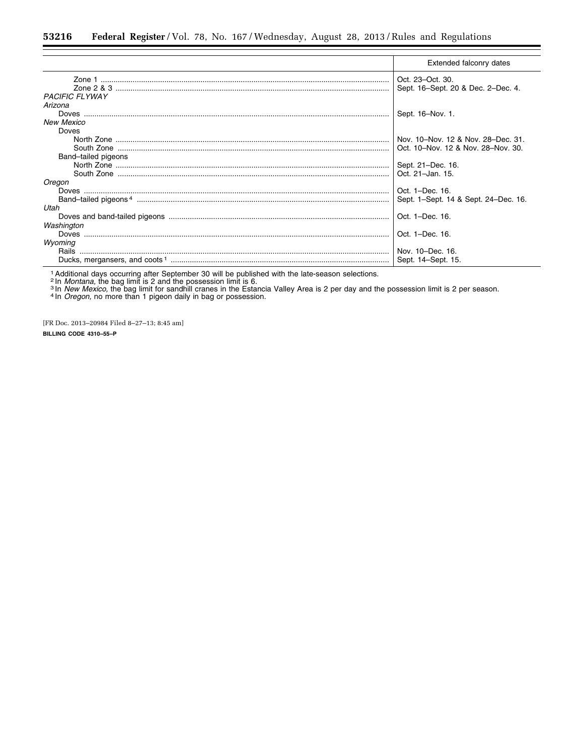| | Extended falconry dates |
|---|---|
| Zone 1 | Oct. 23–Oct. 30. |
| Zone 2 & 3 | Sept. 16–Sept. 20 & Dec. 2–Dec. 4. |
| *PACIFIC FLYWAY* | |
| *Arizona* | |
| Doves | Sept. 16–Nov. 1. |
| *New Mexico* | |
| Doves | |
| North Zone | Nov. 10–Nov. 12 & Nov. 28–Dec. 31. |
| South Zone | Oct. 10–Nov. 12 & Nov. 28–Nov. 30. |
| Band–tailed pigeons | |
| North Zone | Sept. 21–Dec. 16. |
| South Zone | Oct. 21–Jan. 15. |
| *Oregon* | |
| Doves | Oct. 1–Dec. 16. |
| Band–tailed pigeons [4] | Sept. 1–Sept. 14 & Sept. 24–Dec. 16. |
| *Utah* | |
| Doves and band-tailed pigeons | Oct. 1–Dec. 16. |
| *Washington* | |
| Doves | Oct. 1–Dec. 16. |
| *Wyoming* | |
| Rails | Nov. 10–Dec. 16. |
| Ducks, mergansers, and coots [1] | Sept. 14–Sept. 15. |

[1] Additional days occurring after September 30 will be published with the late-season selections.
[2] In *Montana,* the bag limit is 2 and the possession limit is 6.
[3] In *New Mexico,* the bag limit for sandhill cranes in the Estancia Valley Area is 2 per day and the possession limit is 2 per season.
[4] In *Oregon,* no more than 1 pigeon daily in bag or possession.

[FR Doc. 2013–20984 Filed 8–27–13; 8:45 am]

**BILLING CODE 4310–55–P**